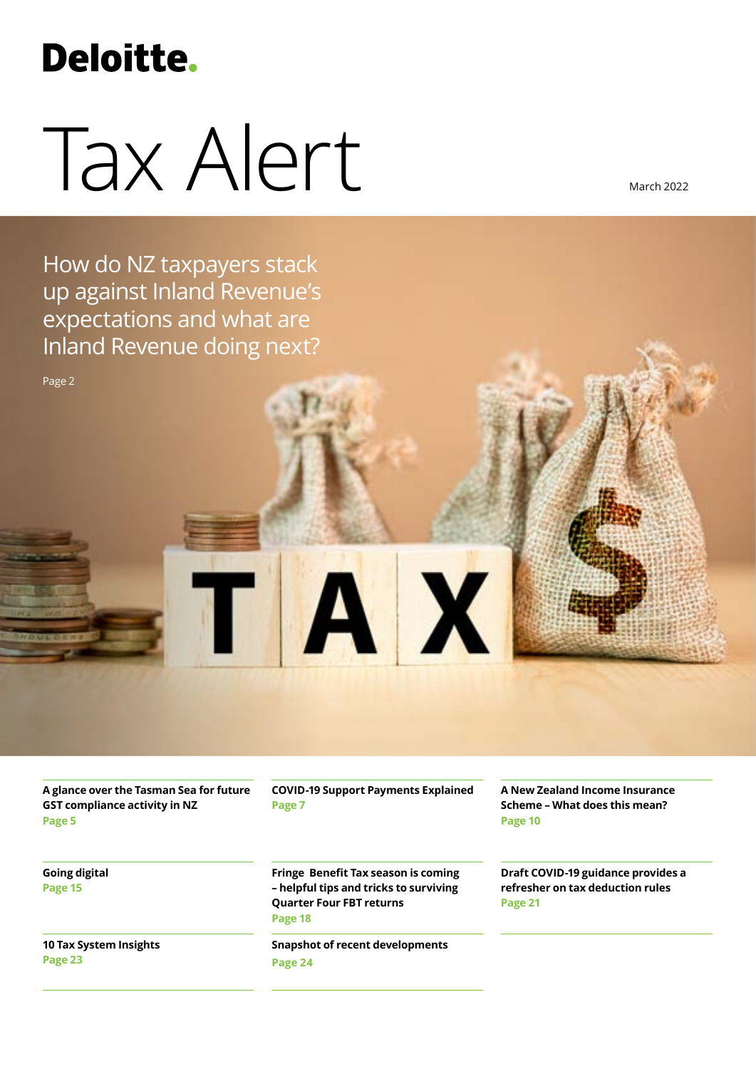Deloitte.

# Tax Alert

March 2022

## How do NZ taxpayers stack up against Inland Revenue's expectations and what are Inland Revenue doing next?

Page 2

**A glance over the Tasman Sea for future GST compliance activity in NZ**
Page 5

**COVID-19 Support Payments Explained**
Page 7

**A New Zealand Income Insurance Scheme – What does this mean?**
Page 10

**Going digital**
Page 15

**Fringe Benefit Tax season is coming – helpful tips and tricks to surviving Quarter Four FBT returns**
Page 18

**Draft COVID-19 guidance provides a refresher on tax deduction rules**
Page 21

**10 Tax System Insights**
Page 23

**Snapshot of recent developments**
Page 24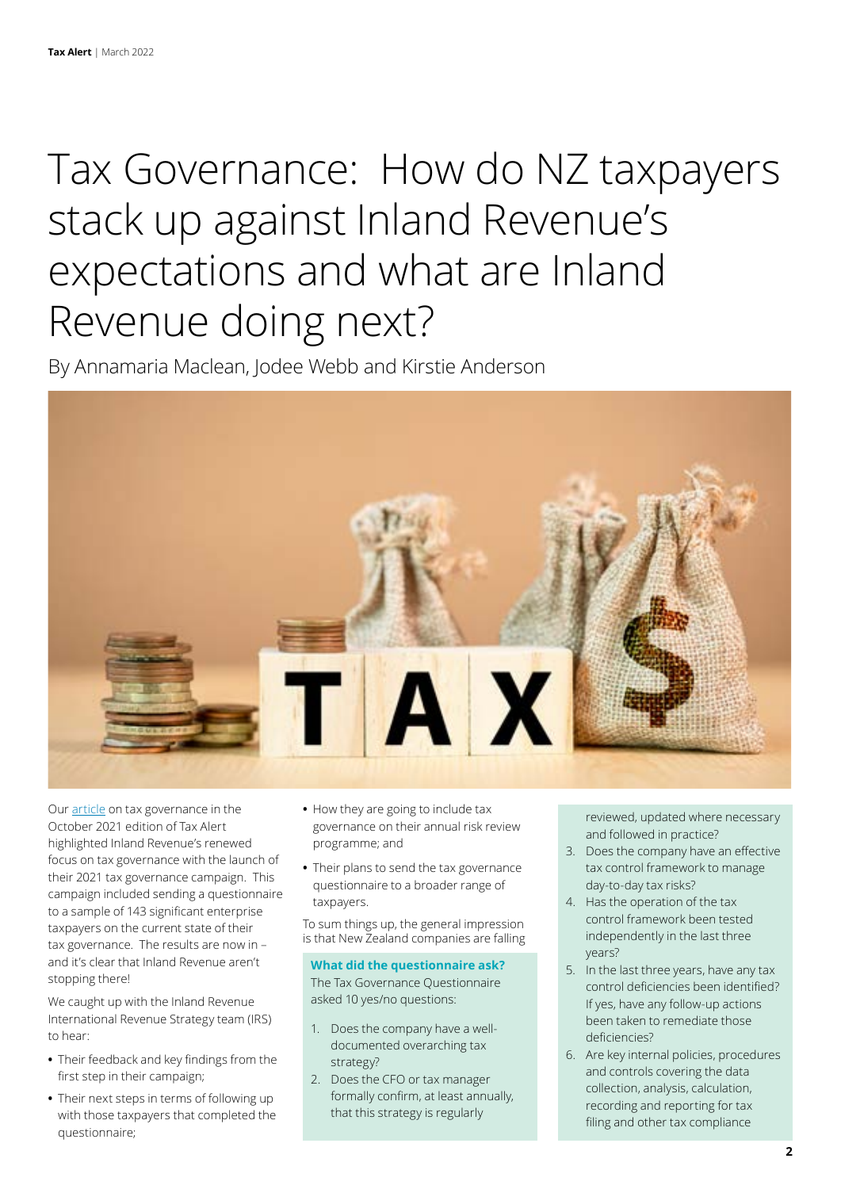# Tax Governance: How do NZ taxpayers stack up against Inland Revenue's expectations and what are Inland Revenue doing next?

By Annamaria Maclean, Jodee Webb and Kirstie Anderson

Our article on tax governance in the October 2021 edition of Tax Alert highlighted Inland Revenue's renewed focus on tax governance with the launch of their 2021 tax governance campaign. This campaign included sending a questionnaire to a sample of 143 significant enterprise taxpayers on the current state of their tax governance. The results are now in – and it's clear that Inland Revenue aren't stopping there!

We caught up with the Inland Revenue International Revenue Strategy team (IRS) to hear:

- Their feedback and key findings from the first step in their campaign;
- Their next steps in terms of following up with those taxpayers that completed the questionnaire;
- How they are going to include tax governance on their annual risk review programme; and
- Their plans to send the tax governance questionnaire to a broader range of taxpayers.

To sum things up, the general impression is that New Zealand companies are falling

**What did the questionnaire ask?**

The Tax Governance Questionnaire asked 10 yes/no questions:

1. Does the company have a well-documented overarching tax strategy?
2. Does the CFO or tax manager formally confirm, at least annually, that this strategy is regularly reviewed, updated where necessary and followed in practice?
3. Does the company have an effective tax control framework to manage day-to-day tax risks?
4. Has the operation of the tax control framework been tested independently in the last three years?
5. In the last three years, have any tax control deficiencies been identified? If yes, have any follow-up actions been taken to remediate those deficiencies?
6. Are key internal policies, procedures and controls covering the data collection, analysis, calculation, recording and reporting for tax filing and other tax compliance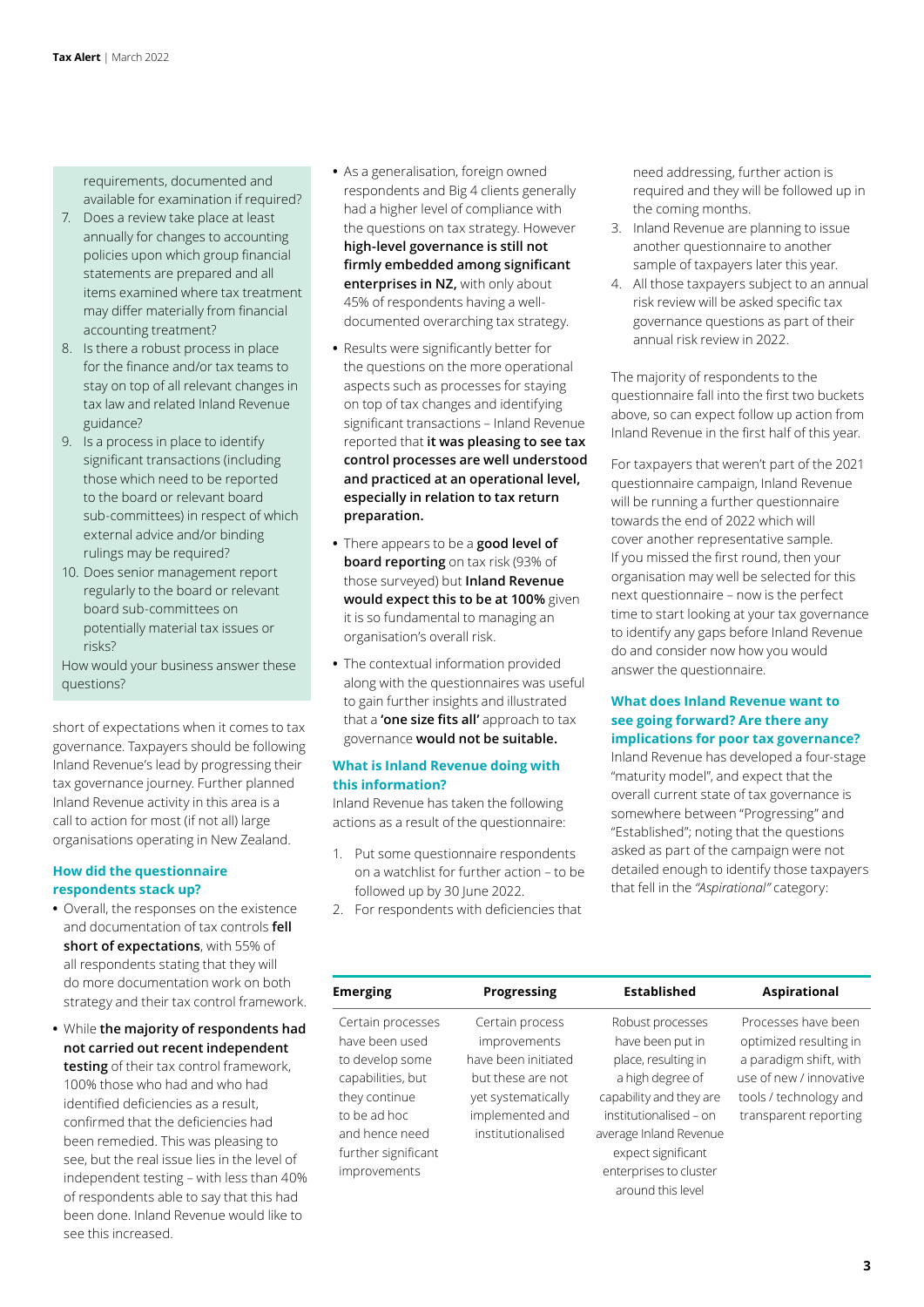requirements, documented and available for examination if required?

7. Does a review take place at least annually for changes to accounting policies upon which group financial statements are prepared and all items examined where tax treatment may differ materially from financial accounting treatment?
8. Is there a robust process in place for the finance and/or tax teams to stay on top of all relevant changes in tax law and related Inland Revenue guidance?
9. Is a process in place to identify significant transactions (including those which need to be reported to the board or relevant board sub-committees) in respect of which external advice and/or binding rulings may be required?
10. Does senior management report regularly to the board or relevant board sub-committees on potentially material tax issues or risks?

How would your business answer these questions?

short of expectations when it comes to tax governance. Taxpayers should be following Inland Revenue's lead by progressing their tax governance journey. Further planned Inland Revenue activity in this area is a call to action for most (if not all) large organisations operating in New Zealand.

### How did the questionnaire respondents stack up?

- Overall, the responses on the existence and documentation of tax controls **fell short of expectations**, with 55% of all respondents stating that they will do more documentation work on both strategy and their tax control framework.
- While **the majority of respondents had not carried out recent independent testing** of their tax control framework, 100% those who had and who had identified deficiencies as a result, confirmed that the deficiencies had been remedied. This was pleasing to see, but the real issue lies in the level of independent testing – with less than 40% of respondents able to say that this had been done. Inland Revenue would like to see this increased.
- As a generalisation, foreign owned respondents and Big 4 clients generally had a higher level of compliance with the questions on tax strategy. However **high-level governance is still not firmly embedded among significant enterprises in NZ,** with only about 45% of respondents having a well-documented overarching tax strategy.
- Results were significantly better for the questions on the more operational aspects such as processes for staying on top of tax changes and identifying significant transactions – Inland Revenue reported that **it was pleasing to see tax control processes are well understood and practiced at an operational level, especially in relation to tax return preparation.**
- There appears to be a **good level of board reporting** on tax risk (93% of those surveyed) but **Inland Revenue would expect this to be at 100%** given it is so fundamental to managing an organisation's overall risk.
- The contextual information provided along with the questionnaires was useful to gain further insights and illustrated that a **'one size fits all'** approach to tax governance **would not be suitable.**

### What is Inland Revenue doing with this information?

Inland Revenue has taken the following actions as a result of the questionnaire:

1. Put some questionnaire respondents on a watchlist for further action – to be followed up by 30 June 2022.
2. For respondents with deficiencies that need addressing, further action is required and they will be followed up in the coming months.
3. Inland Revenue are planning to issue another questionnaire to another sample of taxpayers later this year.
4. All those taxpayers subject to an annual risk review will be asked specific tax governance questions as part of their annual risk review in 2022.

The majority of respondents to the questionnaire fall into the first two buckets above, so can expect follow up action from Inland Revenue in the first half of this year.

For taxpayers that weren't part of the 2021 questionnaire campaign, Inland Revenue will be running a further questionnaire towards the end of 2022 which will cover another representative sample. If you missed the first round, then your organisation may well be selected for this next questionnaire – now is the perfect time to start looking at your tax governance to identify any gaps before Inland Revenue do and consider now how you would answer the questionnaire.

### What does Inland Revenue want to see going forward? Are there any implications for poor tax governance?

Inland Revenue has developed a four-stage "maturity model", and expect that the overall current state of tax governance is somewhere between "Progressing" and "Established"; noting that the questions asked as part of the campaign were not detailed enough to identify those taxpayers that fell in the *"Aspirational"* category:

| Emerging | Progressing | Established | Aspirational |
|---|---|---|---|
| Certain processes have been used to develop some capabilities, but they continue to be ad hoc and hence need further significant improvements | Certain process improvements have been initiated but these are not yet systematically implemented and institutionalised | Robust processes have been put in place, resulting in a high degree of capability and they are institutionalised – on average Inland Revenue expect significant enterprises to cluster around this level | Processes have been optimized resulting in a paradigm shift, with use of new / innovative tools / technology and transparent reporting |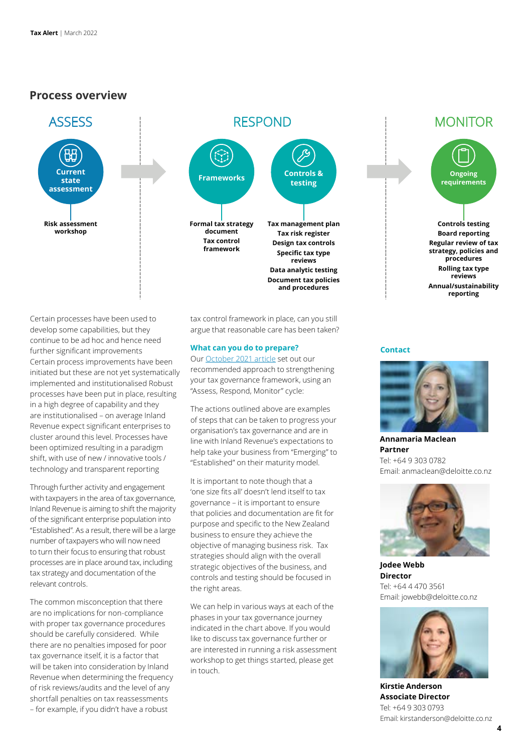## Process overview

### ASSESS

**Current state assessment**

- Risk assessment workshop

### RESPOND

**Frameworks**

- Formal tax strategy document
- Tax control framework

**Controls & testing**

- Tax management plan
- Tax risk register
- Design tax controls
- Specific tax type reviews
- Data analytic testing
- Document tax policies and procedures

### MONITOR

**Ongoing requirements**

- Controls testing
- Board reporting
- Regular review of tax strategy, policies and procedures
- Rolling tax type reviews
- Annual/sustainability reporting

Certain processes have been used to develop some capabilities, but they continue to be ad hoc and hence need further significant improvements Certain process improvements have been initiated but these are not yet systematically implemented and institutionalised Robust processes have been put in place, resulting in a high degree of capability and they are institutionalised – on average Inland Revenue expect significant enterprises to cluster around this level. Processes have been optimized resulting in a paradigm shift, with use of new / innovative tools / technology and transparent reporting

Through further activity and engagement with taxpayers in the area of tax governance, Inland Revenue is aiming to shift the majority of the significant enterprise population into "Established". As a result, there will be a large number of taxpayers who will now need to turn their focus to ensuring that robust processes are in place around tax, including tax strategy and documentation of the relevant controls.

The common misconception that there are no implications for non-compliance with proper tax governance procedures should be carefully considered. While there are no penalties imposed for poor tax governance itself, it is a factor that will be taken into consideration by Inland Revenue when determining the frequency of risk reviews/audits and the level of any shortfall penalties on tax reassessments – for example, if you didn't have a robust tax control framework in place, can you still argue that reasonable care has been taken?

### What can you do to prepare?

Our October 2021 article set out our recommended approach to strengthening your tax governance framework, using an "Assess, Respond, Monitor" cycle:

The actions outlined above are examples of steps that can be taken to progress your organisation's tax governance and are in line with Inland Revenue's expectations to help take your business from "Emerging" to "Established" on their maturity model.

It is important to note though that a 'one size fits all' doesn't lend itself to tax governance – it is important to ensure that policies and documentation are fit for purpose and specific to the New Zealand business to ensure they achieve the objective of managing business risk. Tax strategies should align with the overall strategic objectives of the business, and controls and testing should be focused in the right areas.

We can help in various ways at each of the phases in your tax governance journey indicated in the chart above. If you would like to discuss tax governance further or are interested in running a risk assessment workshop to get things started, please get in touch.

### Contact

**Annamaria Maclean**
**Partner**
Tel: +64 9 303 0782
Email: anmaclean@deloitte.co.nz

**Jodee Webb**
**Director**
Tel: +64 4 470 3561
Email: jowebb@deloitte.co.nz

**Kirstie Anderson**
**Associate Director**
Tel: +64 9 303 0793
Email: kirstanderson@deloitte.co.nz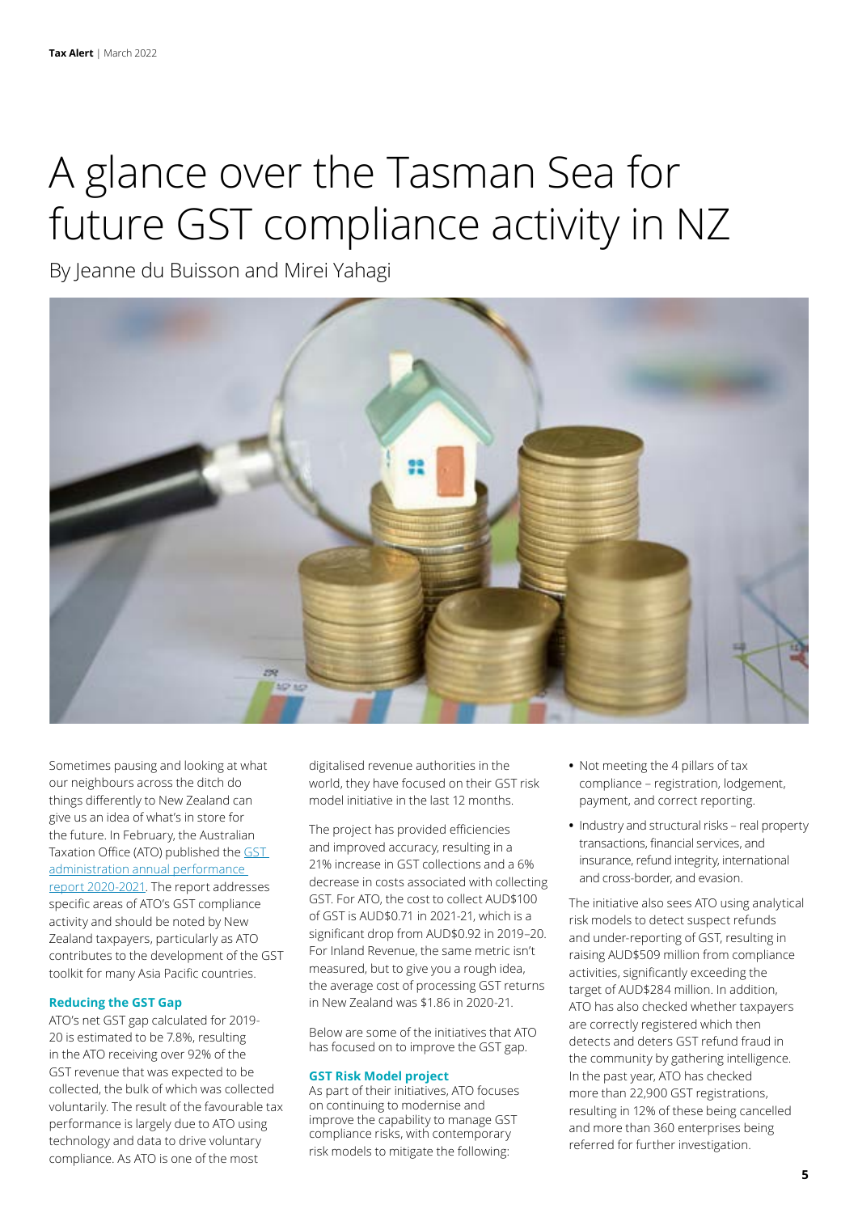# A glance over the Tasman Sea for future GST compliance activity in NZ

By Jeanne du Buisson and Mirei Yahagi

Sometimes pausing and looking at what our neighbours across the ditch do things differently to New Zealand can give us an idea of what's in store for the future. In February, the Australian Taxation Office (ATO) published the GST administration annual performance report 2020-2021. The report addresses specific areas of ATO's GST compliance activity and should be noted by New Zealand taxpayers, particularly as ATO contributes to the development of the GST toolkit for many Asia Pacific countries.

### Reducing the GST Gap

ATO's net GST gap calculated for 2019-20 is estimated to be 7.8%, resulting in the ATO receiving over 92% of the GST revenue that was expected to be collected, the bulk of which was collected voluntarily. The result of the favourable tax performance is largely due to ATO using technology and data to drive voluntary compliance. As ATO is one of the most digitalised revenue authorities in the world, they have focused on their GST risk model initiative in the last 12 months.

The project has provided efficiencies and improved accuracy, resulting in a 21% increase in GST collections and a 6% decrease in costs associated with collecting GST. For ATO, the cost to collect AUD$100 of GST is AUD$0.71 in 2021-21, which is a significant drop from AUD$0.92 in 2019–20. For Inland Revenue, the same metric isn't measured, but to give you a rough idea, the average cost of processing GST returns in New Zealand was $1.86 in 2020-21.

Below are some of the initiatives that ATO has focused on to improve the GST gap.

### GST Risk Model project

As part of their initiatives, ATO focuses on continuing to modernise and improve the capability to manage GST compliance risks, with contemporary risk models to mitigate the following:

- Not meeting the 4 pillars of tax compliance – registration, lodgement, payment, and correct reporting.
- Industry and structural risks – real property transactions, financial services, and insurance, refund integrity, international and cross-border, and evasion.

The initiative also sees ATO using analytical risk models to detect suspect refunds and under-reporting of GST, resulting in raising AUD$509 million from compliance activities, significantly exceeding the target of AUD$284 million. In addition, ATO has also checked whether taxpayers are correctly registered which then detects and deters GST refund fraud in the community by gathering intelligence. In the past year, ATO has checked more than 22,900 GST registrations, resulting in 12% of these being cancelled and more than 360 enterprises being referred for further investigation.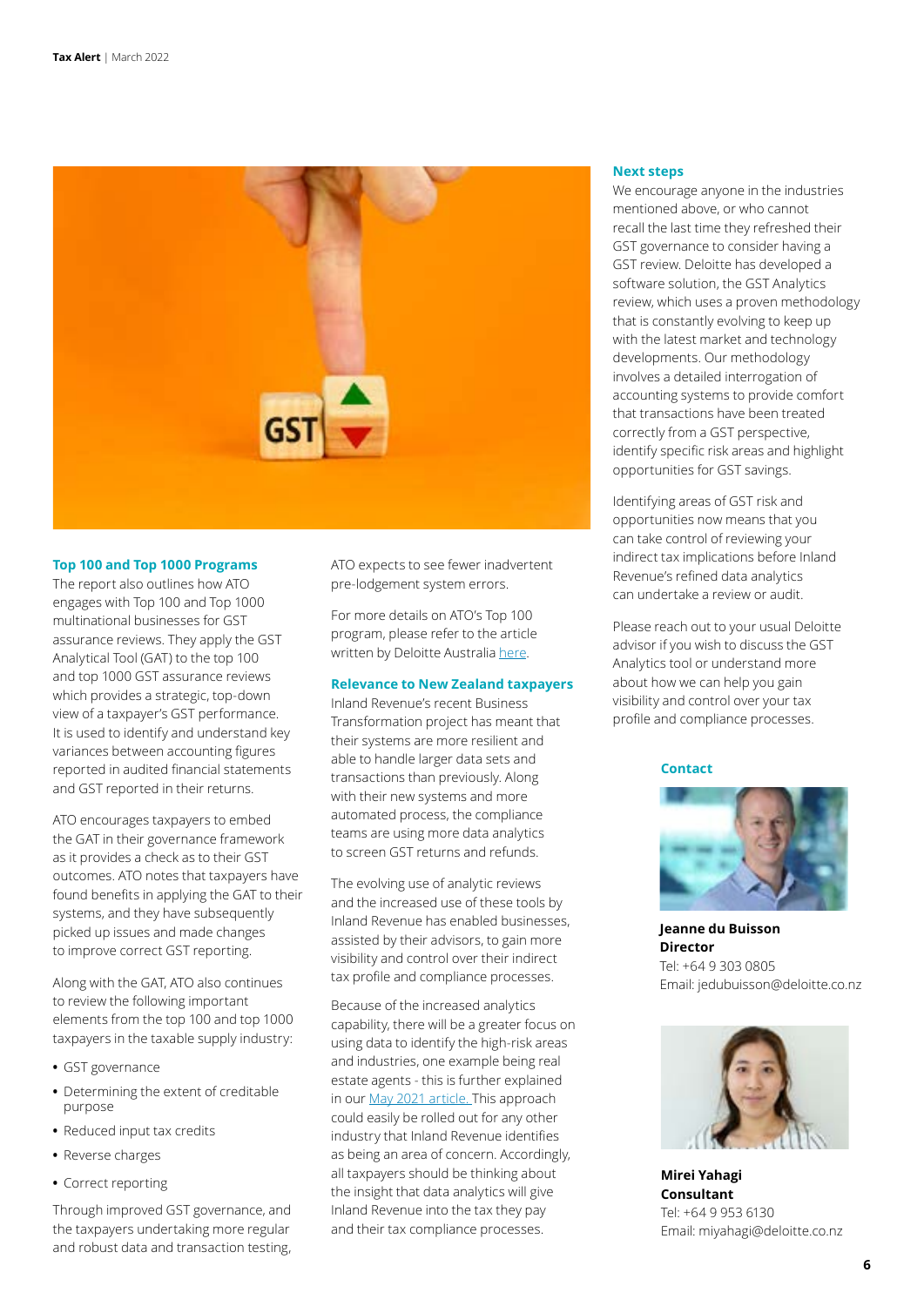## Top 100 and Top 1000 Programs

The report also outlines how ATO engages with Top 100 and Top 1000 multinational businesses for GST assurance reviews. They apply the GST Analytical Tool (GAT) to the top 100 and top 1000 GST assurance reviews which provides a strategic, top-down view of a taxpayer's GST performance. It is used to identify and understand key variances between accounting figures reported in audited financial statements and GST reported in their returns.

ATO encourages taxpayers to embed the GAT in their governance framework as it provides a check as to their GST outcomes. ATO notes that taxpayers have found benefits in applying the GAT to their systems, and they have subsequently picked up issues and made changes to improve correct GST reporting.

Along with the GAT, ATO also continues to review the following important elements from the top 100 and top 1000 taxpayers in the taxable supply industry:

- GST governance
- Determining the extent of creditable purpose
- Reduced input tax credits
- Reverse charges
- Correct reporting

Through improved GST governance, and the taxpayers undertaking more regular and robust data and transaction testing, ATO expects to see fewer inadvertent pre-lodgement system errors.

For more details on ATO's Top 100 program, please refer to the article written by Deloitte Australia here.

## Relevance to New Zealand taxpayers

Inland Revenue's recent Business Transformation project has meant that their systems are more resilient and able to handle larger data sets and transactions than previously. Along with their new systems and more automated process, the compliance teams are using more data analytics to screen GST returns and refunds.

The evolving use of analytic reviews and the increased use of these tools by Inland Revenue has enabled businesses, assisted by their advisors, to gain more visibility and control over their indirect tax profile and compliance processes.

Because of the increased analytics capability, there will be a greater focus on using data to identify the high-risk areas and industries, one example being real estate agents - this is further explained in our May 2021 article. This approach could easily be rolled out for any other industry that Inland Revenue identifies as being an area of concern. Accordingly, all taxpayers should be thinking about the insight that data analytics will give Inland Revenue into the tax they pay and their tax compliance processes.

## Next steps

We encourage anyone in the industries mentioned above, or who cannot recall the last time they refreshed their GST governance to consider having a GST review. Deloitte has developed a software solution, the GST Analytics review, which uses a proven methodology that is constantly evolving to keep up with the latest market and technology developments. Our methodology involves a detailed interrogation of accounting systems to provide comfort that transactions have been treated correctly from a GST perspective, identify specific risk areas and highlight opportunities for GST savings.

Identifying areas of GST risk and opportunities now means that you can take control of reviewing your indirect tax implications before Inland Revenue's refined data analytics can undertake a review or audit.

Please reach out to your usual Deloitte advisor if you wish to discuss the GST Analytics tool or understand more about how we can help you gain visibility and control over your tax profile and compliance processes.

### Contact

**Jeanne du Buisson**
**Director**
Tel: +64 9 303 0805
Email: jedubuisson@deloitte.co.nz

**Mirei Yahagi**
**Consultant**
Tel: +64 9 953 6130
Email: miyahagi@deloitte.co.nz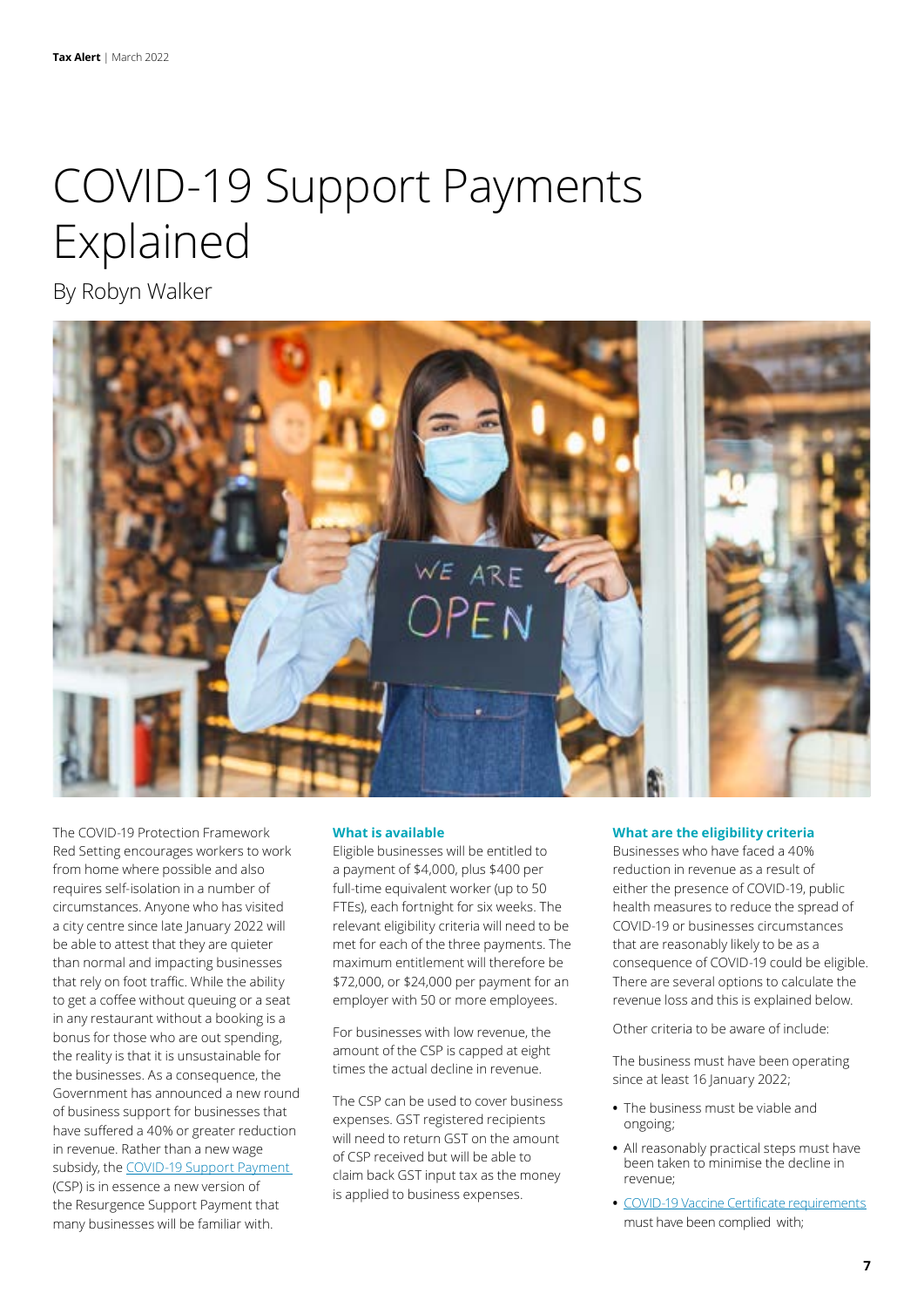# COVID-19 Support Payments Explained

By Robyn Walker

The COVID-19 Protection Framework Red Setting encourages workers to work from home where possible and also requires self-isolation in a number of circumstances. Anyone who has visited a city centre since late January 2022 will be able to attest that they are quieter than normal and impacting businesses that rely on foot traffic. While the ability to get a coffee without queuing or a seat in any restaurant without a booking is a bonus for those who are out spending, the reality is that it is unsustainable for the businesses. As a consequence, the Government has announced a new round of business support for businesses that have suffered a 40% or greater reduction in revenue. Rather than a new wage subsidy, the COVID-19 Support Payment (CSP) is in essence a new version of the Resurgence Support Payment that many businesses will be familiar with.

### What is available

Eligible businesses will be entitled to a payment of $4,000, plus $400 per full-time equivalent worker (up to 50 FTEs), each fortnight for six weeks. The relevant eligibility criteria will need to be met for each of the three payments. The maximum entitlement will therefore be $72,000, or $24,000 per payment for an employer with 50 or more employees.

For businesses with low revenue, the amount of the CSP is capped at eight times the actual decline in revenue.

The CSP can be used to cover business expenses. GST registered recipients will need to return GST on the amount of CSP received but will be able to claim back GST input tax as the money is applied to business expenses.

### What are the eligibility criteria

Businesses who have faced a 40% reduction in revenue as a result of either the presence of COVID-19, public health measures to reduce the spread of COVID-19 or businesses circumstances that are reasonably likely to be as a consequence of COVID-19 could be eligible. There are several options to calculate the revenue loss and this is explained below.

Other criteria to be aware of include:

The business must have been operating since at least 16 January 2022;

- The business must be viable and ongoing;
- All reasonably practical steps must have been taken to minimise the decline in revenue;
- COVID-19 Vaccine Certificate requirements must have been complied with;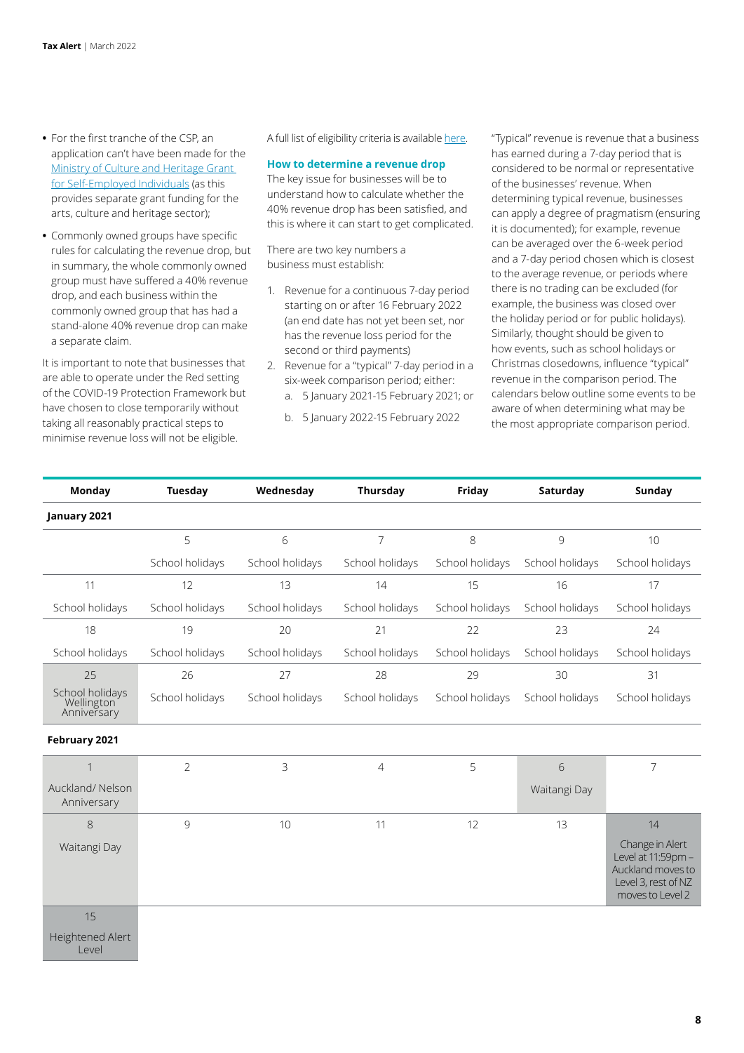- For the first tranche of the CSP, an application can't have been made for the Ministry of Culture and Heritage Grant for Self-Employed Individuals (as this provides separate grant funding for the arts, culture and heritage sector);
- Commonly owned groups have specific rules for calculating the revenue drop, but in summary, the whole commonly owned group must have suffered a 40% revenue drop, and each business within the commonly owned group that has had a stand-alone 40% revenue drop can make a separate claim.

It is important to note that businesses that are able to operate under the Red setting of the COVID-19 Protection Framework but have chosen to close temporarily without taking all reasonably practical steps to minimise revenue loss will not be eligible.

A full list of eligibility criteria is available here.

### How to determine a revenue drop

The key issue for businesses will be to understand how to calculate whether the 40% revenue drop has been satisfied, and this is where it can start to get complicated.

There are two key numbers a business must establish:

1. Revenue for a continuous 7-day period starting on or after 16 February 2022 (an end date has not yet been set, nor has the revenue loss period for the second or third payments)
2. Revenue for a "typical" 7-day period in a six-week comparison period; either:
   a. 5 January 2021-15 February 2021; or
   b. 5 January 2022-15 February 2022

"Typical" revenue is revenue that a business has earned during a 7-day period that is considered to be normal or representative of the businesses' revenue. When determining typical revenue, businesses can apply a degree of pragmatism (ensuring it is documented); for example, revenue can be averaged over the 6-week period and a 7-day period chosen which is closest to the average revenue, or periods where there is no trading can be excluded (for example, the business was closed over the holiday period or for public holidays). Similarly, thought should be given to how events, such as school holidays or Christmas closedowns, influence "typical" revenue in the comparison period. The calendars below outline some events to be aware of when determining what may be the most appropriate comparison period.

| Monday | Tuesday | Wednesday | Thursday | Friday | Saturday | Sunday |
|---|---|---|---|---|---|---|
| **January 2021** | | | | | | |
| | 5 School holidays | 6 School holidays | 7 School holidays | 8 School holidays | 9 School holidays | 10 School holidays |
| 11 School holidays | 12 School holidays | 13 School holidays | 14 School holidays | 15 School holidays | 16 School holidays | 17 School holidays |
| 18 School holidays | 19 School holidays | 20 School holidays | 21 School holidays | 22 School holidays | 23 School holidays | 24 School holidays |
| 25 School holidays Wellington Anniversary | 26 School holidays | 27 School holidays | 28 School holidays | 29 School holidays | 30 School holidays | 31 School holidays |
| **February 2021** | | | | | | |
| 1 Auckland/ Nelson Anniversary | 2 | 3 | 4 | 5 | 6 Waitangi Day | 7 |
| 8 Waitangi Day | 9 | 10 | 11 | 12 | 13 | 14 Change in Alert Level at 11:59pm – Auckland moves to Level 3, rest of NZ moves to Level 2 |
| 15 Heightened Alert Level | | | | | | |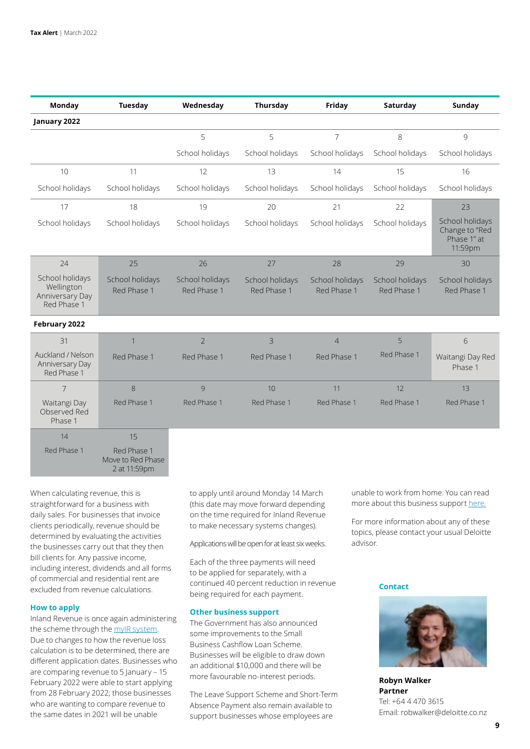| Monday | Tuesday | Wednesday | Thursday | Friday | Saturday | Sunday |
|---|---|---|---|---|---|---|
| **January 2022** | | | | | | |
| | | 5<br>School holidays | 5<br>School holidays | 7<br>School holidays | 8<br>School holidays | 9<br>School holidays |
| 10<br>School holidays | 11<br>School holidays | 12<br>School holidays | 13<br>School holidays | 14<br>School holidays | 15<br>School holidays | 16<br>School holidays |
| 17<br>School holidays | 18<br>School holidays | 19<br>School holidays | 20<br>School holidays | 21<br>School holidays | 22<br>School holidays | 23<br>School holidays Change to "Red Phase 1" at 11:59pm |
| 24<br>School holidays Wellington Anniversary Day Red Phase 1 | 25<br>School holidays Red Phase 1 | 26<br>School holidays Red Phase 1 | 27<br>School holidays Red Phase 1 | 28<br>School holidays Red Phase 1 | 29<br>School holidays Red Phase 1 | 30<br>School holidays Red Phase 1 |
| **February 2022** | | | | | | |
| 31<br>Auckland / Nelson Anniversary Day Red Phase 1 | 1<br>Red Phase 1 | 2<br>Red Phase 1 | 3<br>Red Phase 1 | 4<br>Red Phase 1 | 5<br>Red Phase 1 | 6<br>Waitangi Day Red Phase 1 |
| 7<br>Waitangi Day Observed Red Phase 1 | 8<br>Red Phase 1 | 9<br>Red Phase 1 | 10<br>Red Phase 1 | 11<br>Red Phase 1 | 12<br>Red Phase 1 | 13<br>Red Phase 1 |
| 14<br>Red Phase 1 | 15<br>Red Phase 1 Move to Red Phase 2 at 11:59pm | | | | | |

When calculating revenue, this is straightforward for a business with daily sales. For businesses that invoice clients periodically, revenue should be determined by evaluating the activities the businesses carry out that they then bill clients for. Any passive income, including interest, dividends and all forms of commercial and residential rent are excluded from revenue calculations.

### How to apply

Inland Revenue is once again administering the scheme through the myIR system. Due to changes to how the revenue loss calculation is to be determined, there are different application dates. Businesses who are comparing revenue to 5 January – 15 February 2022 were able to start applying from 28 February 2022; those businesses who are wanting to compare revenue to the same dates in 2021 will be unable to apply until around Monday 14 March (this date may move forward depending on the time required for Inland Revenue to make necessary systems changes).

Applications will be open for at least six weeks.

Each of the three payments will need to be applied for separately, with a continued 40 percent reduction in revenue being required for each payment.

### Other business support

The Government has also announced some improvements to the Small Business Cashflow Loan Scheme. Businesses will be eligible to draw down an additional $10,000 and there will be more favourable no-interest periods.

The Leave Support Scheme and Short-Term Absence Payment also remain available to support businesses whose employees are unable to work from home. You can read more about this business support here.

For more information about any of these topics, please contact your usual Deloitte advisor.

### Contact

**Robyn Walker**
**Partner**
Tel: +64 4 470 3615
Email: robwalker@deloitte.co.nz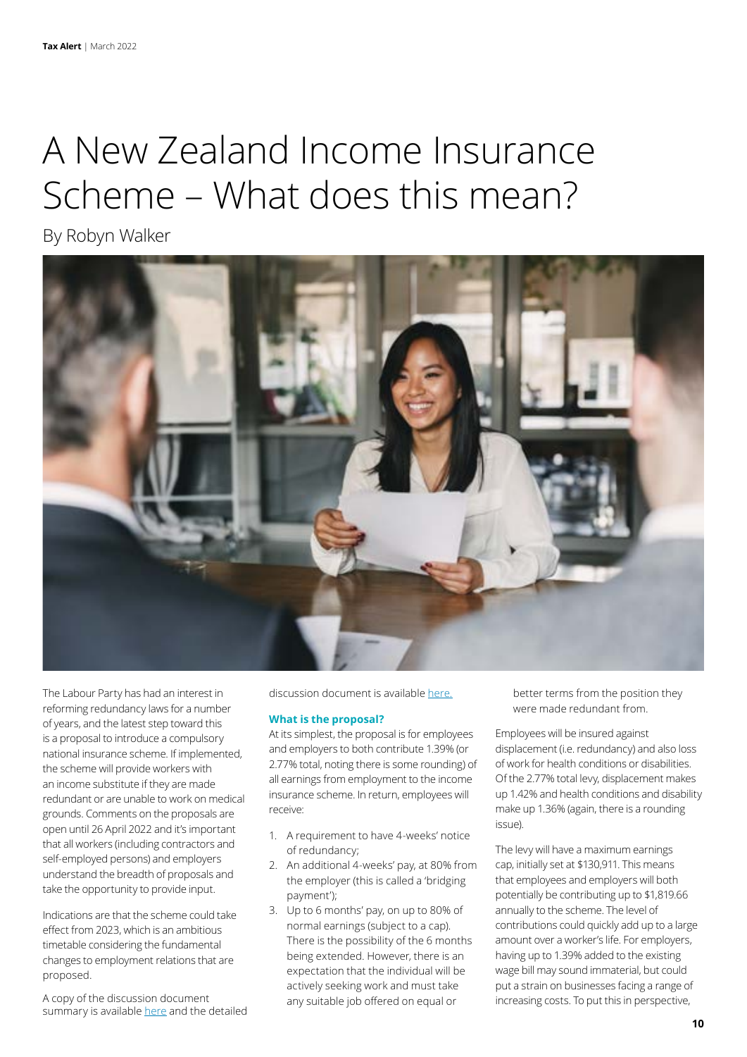# A New Zealand Income Insurance Scheme – What does this mean?

By Robyn Walker

The Labour Party has had an interest in reforming redundancy laws for a number of years, and the latest step toward this is a proposal to introduce a compulsory national insurance scheme. If implemented, the scheme will provide workers with an income substitute if they are made redundant or are unable to work on medical grounds. Comments on the proposals are open until 26 April 2022 and it's important that all workers (including contractors and self-employed persons) and employers understand the breadth of proposals and take the opportunity to provide input.

Indications are that the scheme could take effect from 2023, which is an ambitious timetable considering the fundamental changes to employment relations that are proposed.

A copy of the discussion document summary is available here and the detailed discussion document is available here.

### What is the proposal?

At its simplest, the proposal is for employees and employers to both contribute 1.39% (or 2.77% total, noting there is some rounding) of all earnings from employment to the income insurance scheme. In return, employees will receive:

1. A requirement to have 4-weeks' notice of redundancy;
2. An additional 4-weeks' pay, at 80% from the employer (this is called a 'bridging payment');
3. Up to 6 months' pay, on up to 80% of normal earnings (subject to a cap). There is the possibility of the 6 months being extended. However, there is an expectation that the individual will be actively seeking work and must take any suitable job offered on equal or better terms from the position they were made redundant from.

Employees will be insured against displacement (i.e. redundancy) and also loss of work for health conditions or disabilities. Of the 2.77% total levy, displacement makes up 1.42% and health conditions and disability make up 1.36% (again, there is a rounding issue).

The levy will have a maximum earnings cap, initially set at $130,911. This means that employees and employers will both potentially be contributing up to $1,819.66 annually to the scheme. The level of contributions could quickly add up to a large amount over a worker's life. For employers, having up to 1.39% added to the existing wage bill may sound immaterial, but could put a strain on businesses facing a range of increasing costs. To put this in perspective,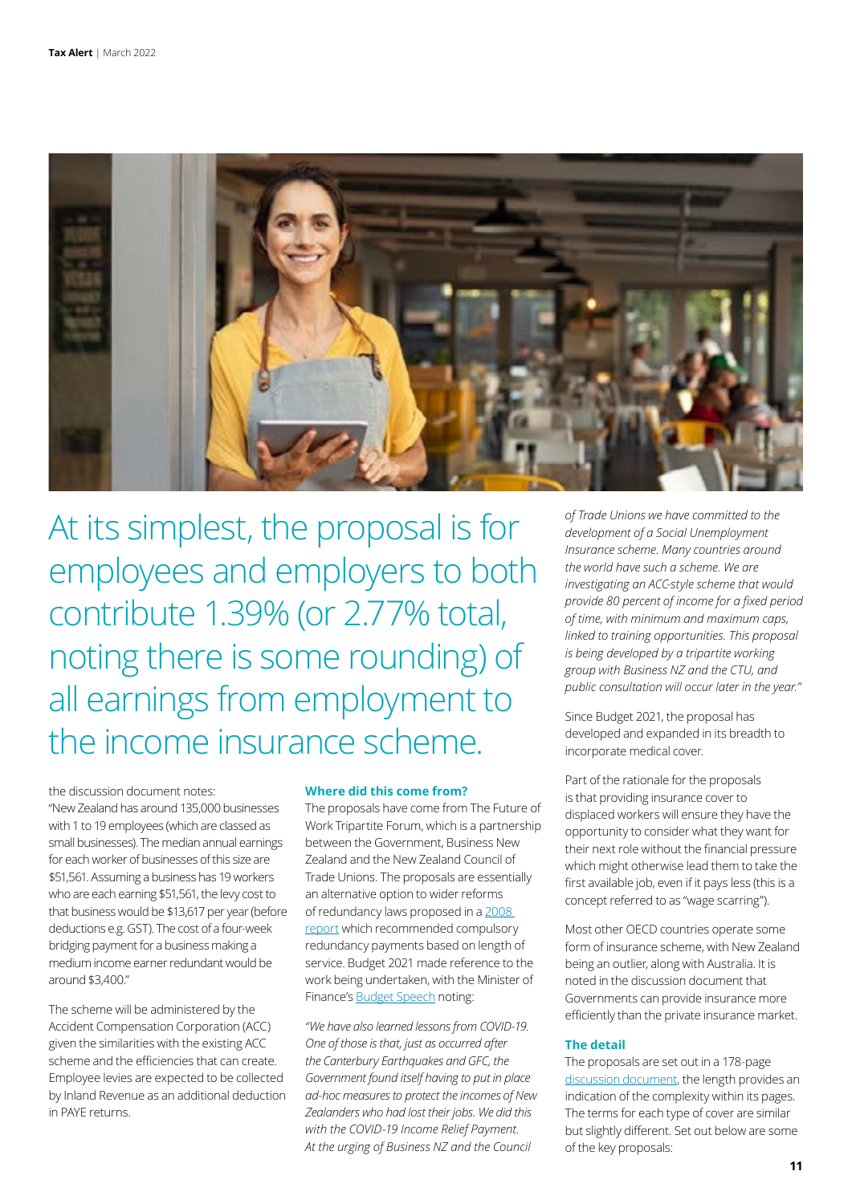At its simplest, the proposal is for employees and employers to both contribute 1.39% (or 2.77% total, noting there is some rounding) of all earnings from employment to the income insurance scheme.

the discussion document notes:
"New Zealand has around 135,000 businesses with 1 to 19 employees (which are classed as small businesses). The median annual earnings for each worker of businesses of this size are $51,561. Assuming a business has 19 workers who are each earning $51,561, the levy cost to that business would be $13,617 per year (before deductions e.g. GST). The cost of a four-week bridging payment for a business making a medium income earner redundant would be around $3,400."

The scheme will be administered by the Accident Compensation Corporation (ACC) given the similarities with the existing ACC scheme and the efficiencies that can create. Employee levies are expected to be collected by Inland Revenue as an additional deduction in PAYE returns.

### Where did this come from?

The proposals have come from The Future of Work Tripartite Forum, which is a partnership between the Government, Business New Zealand and the New Zealand Council of Trade Unions. The proposals are essentially an alternative option to wider reforms of redundancy laws proposed in a 2008 report which recommended compulsory redundancy payments based on length of service. Budget 2021 made reference to the work being undertaken, with the Minister of Finance's Budget Speech noting:

*"We have also learned lessons from COVID-19. One of those is that, just as occurred after the Canterbury Earthquakes and GFC, the Government found itself having to put in place ad-hoc measures to protect the incomes of New Zealanders who had lost their jobs. We did this with the COVID-19 Income Relief Payment. At the urging of Business NZ and the Council of Trade Unions we have committed to the development of a Social Unemployment Insurance scheme. Many countries around the world have such a scheme. We are investigating an ACC-style scheme that would provide 80 percent of income for a fixed period of time, with minimum and maximum caps, linked to training opportunities. This proposal is being developed by a tripartite working group with Business NZ and the CTU, and public consultation will occur later in the year."*

Since Budget 2021, the proposal has developed and expanded in its breadth to incorporate medical cover.

Part of the rationale for the proposals is that providing insurance cover to displaced workers will ensure they have the opportunity to consider what they want for their next role without the financial pressure which might otherwise lead them to take the first available job, even if it pays less (this is a concept referred to as "wage scarring").

Most other OECD countries operate some form of insurance scheme, with New Zealand being an outlier, along with Australia. It is noted in the discussion document that Governments can provide insurance more efficiently than the private insurance market.

### The detail

The proposals are set out in a 178-page discussion document, the length provides an indication of the complexity within its pages. The terms for each type of cover are similar but slightly different. Set out below are some of the key proposals: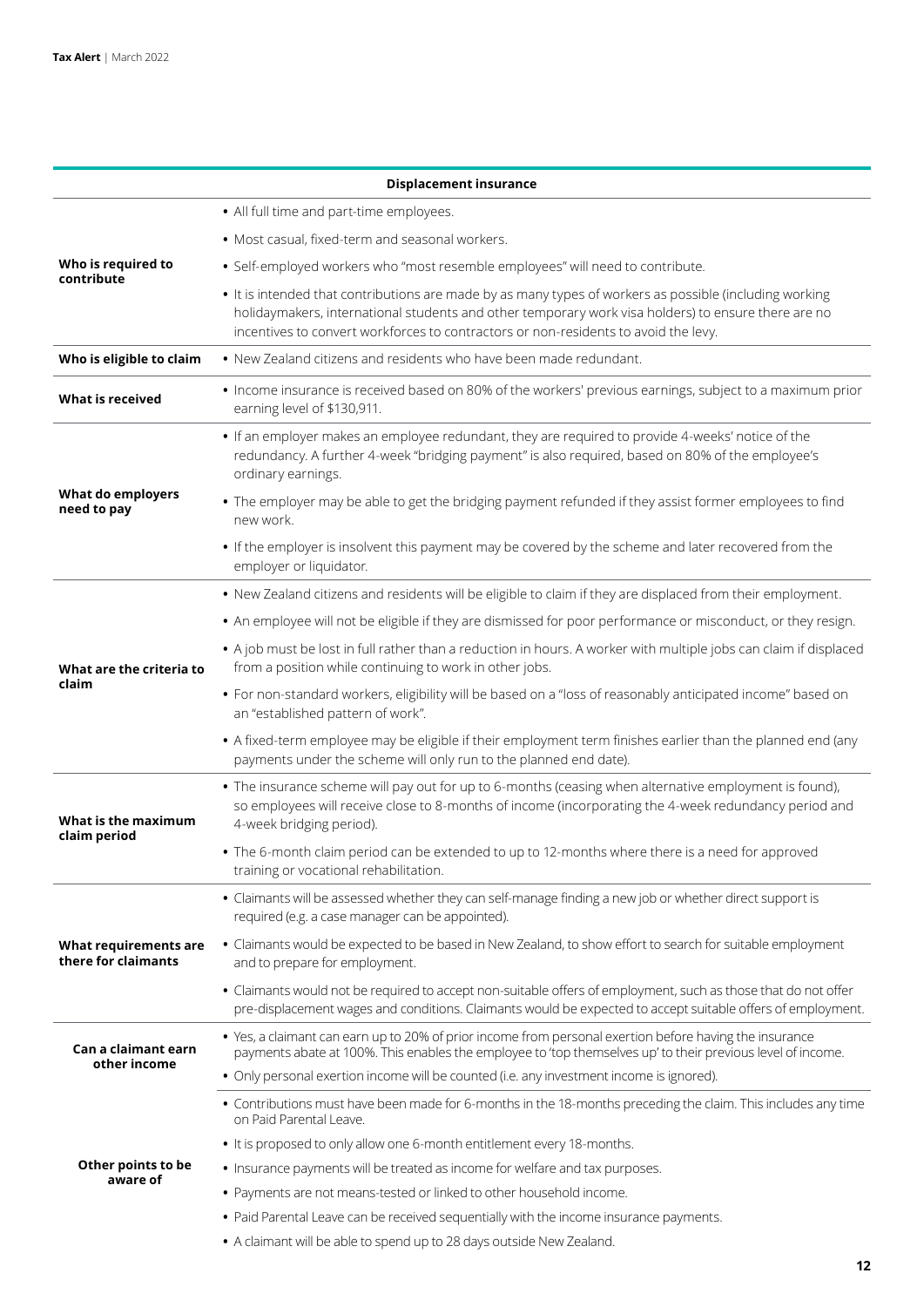| Displacement insurance | |
|---|---|
| **Who is required to contribute** | • All full time and part-time employees.<br>• Most casual, fixed-term and seasonal workers.<br>• Self-employed workers who "most resemble employees" will need to contribute.<br>• It is intended that contributions are made by as many types of workers as possible (including working holidaymakers, international students and other temporary work visa holders) to ensure there are no incentives to convert workforces to contractors or non-residents to avoid the levy. |
| **Who is eligible to claim** | • New Zealand citizens and residents who have been made redundant. |
| **What is received** | • Income insurance is received based on 80% of the workers' previous earnings, subject to a maximum prior earning level of $130,911. |
| **What do employers need to pay** | • If an employer makes an employee redundant, they are required to provide 4-weeks' notice of the redundancy. A further 4-week "bridging payment" is also required, based on 80% of the employee's ordinary earnings.<br>• The employer may be able to get the bridging payment refunded if they assist former employees to find new work.<br>• If the employer is insolvent this payment may be covered by the scheme and later recovered from the employer or liquidator. |
| **What are the criteria to claim** | • New Zealand citizens and residents will be eligible to claim if they are displaced from their employment.<br>• An employee will not be eligible if they are dismissed for poor performance or misconduct, or they resign.<br>• A job must be lost in full rather than a reduction in hours. A worker with multiple jobs can claim if displaced from a position while continuing to work in other jobs.<br>• For non-standard workers, eligibility will be based on a "loss of reasonably anticipated income" based on an "established pattern of work".<br>• A fixed-term employee may be eligible if their employment term finishes earlier than the planned end (any payments under the scheme will only run to the planned end date). |
| **What is the maximum claim period** | • The insurance scheme will pay out for up to 6-months (ceasing when alternative employment is found), so employees will receive close to 8-months of income (incorporating the 4-week redundancy period and 4-week bridging period).<br>• The 6-month claim period can be extended to up to 12-months where there is a need for approved training or vocational rehabilitation. |
| **What requirements are there for claimants** | • Claimants will be assessed whether they can self-manage finding a new job or whether direct support is required (e.g. a case manager can be appointed).<br>• Claimants would be expected to be based in New Zealand, to show effort to search for suitable employment and to prepare for employment.<br>• Claimants would not be required to accept non-suitable offers of employment, such as those that do not offer pre-displacement wages and conditions. Claimants would be expected to accept suitable offers of employment. |
| **Can a claimant earn other income** | • Yes, a claimant can earn up to 20% of prior income from personal exertion before having the insurance payments abate at 100%. This enables the employee to 'top themselves up' to their previous level of income.<br>• Only personal exertion income will be counted (i.e. any investment income is ignored). |
| **Other points to be aware of** | • Contributions must have been made for 6-months in the 18-months preceding the claim. This includes any time on Paid Parental Leave.<br>• It is proposed to only allow one 6-month entitlement every 18-months.<br>• Insurance payments will be treated as income for welfare and tax purposes.<br>• Payments are not means-tested or linked to other household income.<br>• Paid Parental Leave can be received sequentially with the income insurance payments.<br>• A claimant will be able to spend up to 28 days outside New Zealand. |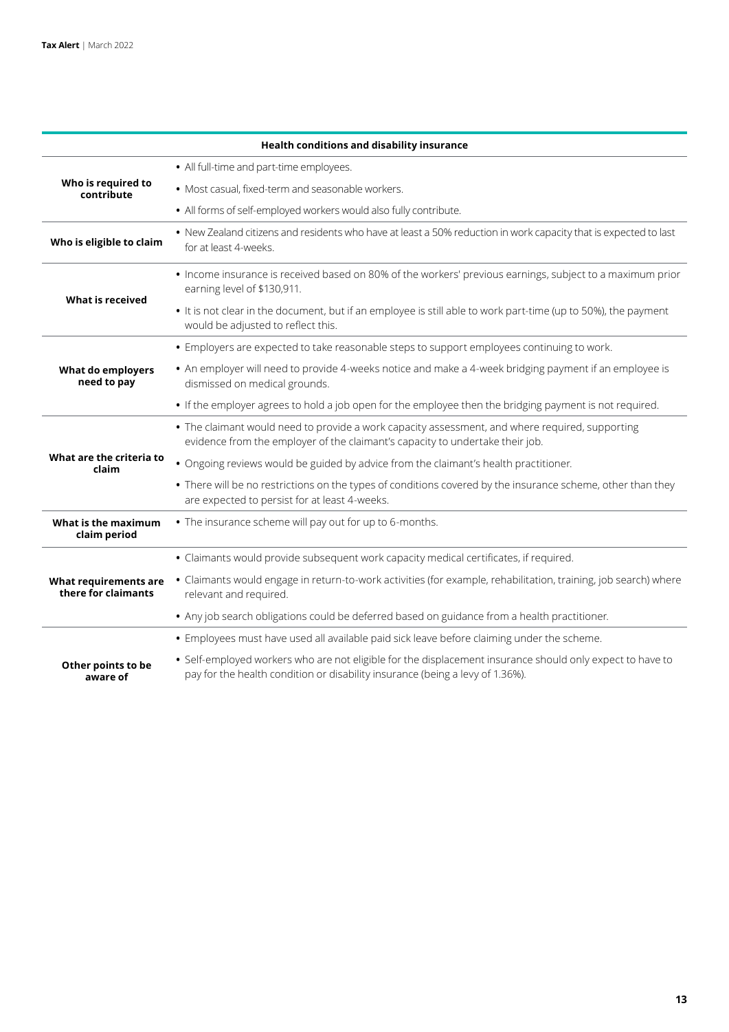| Health conditions and disability insurance | |
|---|---|
| **Who is required to contribute** | • All full-time and part-time employees.<br>• Most casual, fixed-term and seasonable workers.<br>• All forms of self-employed workers would also fully contribute. |
| **Who is eligible to claim** | • New Zealand citizens and residents who have at least a 50% reduction in work capacity that is expected to last for at least 4-weeks. |
| **What is received** | • Income insurance is received based on 80% of the workers' previous earnings, subject to a maximum prior earning level of $130,911.<br>• It is not clear in the document, but if an employee is still able to work part-time (up to 50%), the payment would be adjusted to reflect this. |
| **What do employers need to pay** | • Employers are expected to take reasonable steps to support employees continuing to work.<br>• An employer will need to provide 4-weeks notice and make a 4-week bridging payment if an employee is dismissed on medical grounds.<br>• If the employer agrees to hold a job open for the employee then the bridging payment is not required. |
| **What are the criteria to claim** | • The claimant would need to provide a work capacity assessment, and where required, supporting evidence from the employer of the claimant's capacity to undertake their job.<br>• Ongoing reviews would be guided by advice from the claimant's health practitioner.<br>• There will be no restrictions on the types of conditions covered by the insurance scheme, other than they are expected to persist for at least 4-weeks. |
| **What is the maximum claim period** | • The insurance scheme will pay out for up to 6-months. |
| **What requirements are there for claimants** | • Claimants would provide subsequent work capacity medical certificates, if required.<br>• Claimants would engage in return-to-work activities (for example, rehabilitation, training, job search) where relevant and required.<br>• Any job search obligations could be deferred based on guidance from a health practitioner. |
| **Other points to be aware of** | • Employees must have used all available paid sick leave before claiming under the scheme.<br>• Self-employed workers who are not eligible for the displacement insurance should only expect to have to pay for the health condition or disability insurance (being a levy of 1.36%). |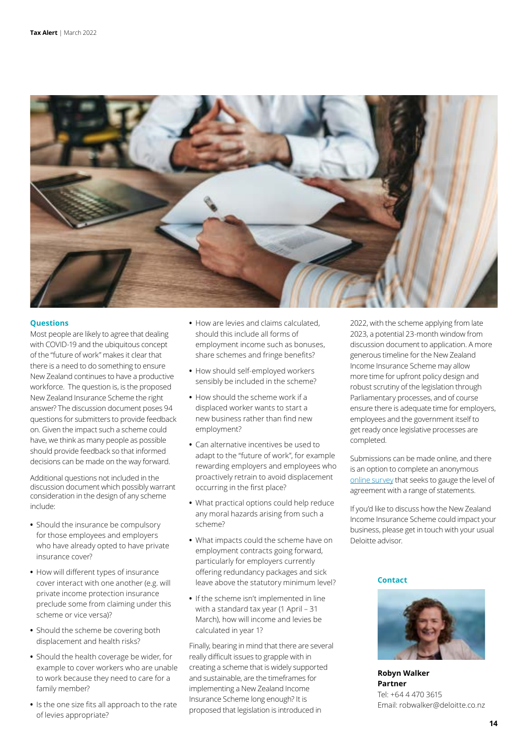### Questions

Most people are likely to agree that dealing with COVID-19 and the ubiquitous concept of the "future of work" makes it clear that there is a need to do something to ensure New Zealand continues to have a productive workforce. The question is, is the proposed New Zealand Insurance Scheme the right answer? The discussion document poses 94 questions for submitters to provide feedback on. Given the impact such a scheme could have, we think as many people as possible should provide feedback so that informed decisions can be made on the way forward.

Additional questions not included in the discussion document which possibly warrant consideration in the design of any scheme include:

- Should the insurance be compulsory for those employees and employers who have already opted to have private insurance cover?
- How will different types of insurance cover interact with one another (e.g. will private income protection insurance preclude some from claiming under this scheme or vice versa)?
- Should the scheme be covering both displacement and health risks?
- Should the health coverage be wider, for example to cover workers who are unable to work because they need to care for a family member?
- Is the one size fits all approach to the rate of levies appropriate?
- How are levies and claims calculated, should this include all forms of employment income such as bonuses, share schemes and fringe benefits?
- How should self-employed workers sensibly be included in the scheme?
- How should the scheme work if a displaced worker wants to start a new business rather than find new employment?
- Can alternative incentives be used to adapt to the "future of work", for example rewarding employers and employees who proactively retrain to avoid displacement occurring in the first place?
- What practical options could help reduce any moral hazards arising from such a scheme?
- What impacts could the scheme have on employment contracts going forward, particularly for employers currently offering redundancy packages and sick leave above the statutory minimum level?
- If the scheme isn't implemented in line with a standard tax year (1 April – 31 March), how will income and levies be calculated in year 1?

Finally, bearing in mind that there are several really difficult issues to grapple with in creating a scheme that is widely supported and sustainable, are the timeframes for implementing a New Zealand Income Insurance Scheme long enough? It is proposed that legislation is introduced in 2022, with the scheme applying from late 2023, a potential 23-month window from discussion document to application. A more generous timeline for the New Zealand Income Insurance Scheme may allow more time for upfront policy design and robust scrutiny of the legislation through Parliamentary processes, and of course ensure there is adequate time for employers, employees and the government itself to get ready once legislative processes are completed.

Submissions can be made online, and there is an option to complete an anonymous online survey that seeks to gauge the level of agreement with a range of statements.

If you'd like to discuss how the New Zealand Income Insurance Scheme could impact your business, please get in touch with your usual Deloitte advisor.

### Contact

**Robyn Walker**
**Partner**
Tel: +64 4 470 3615
Email: robwalker@deloitte.co.nz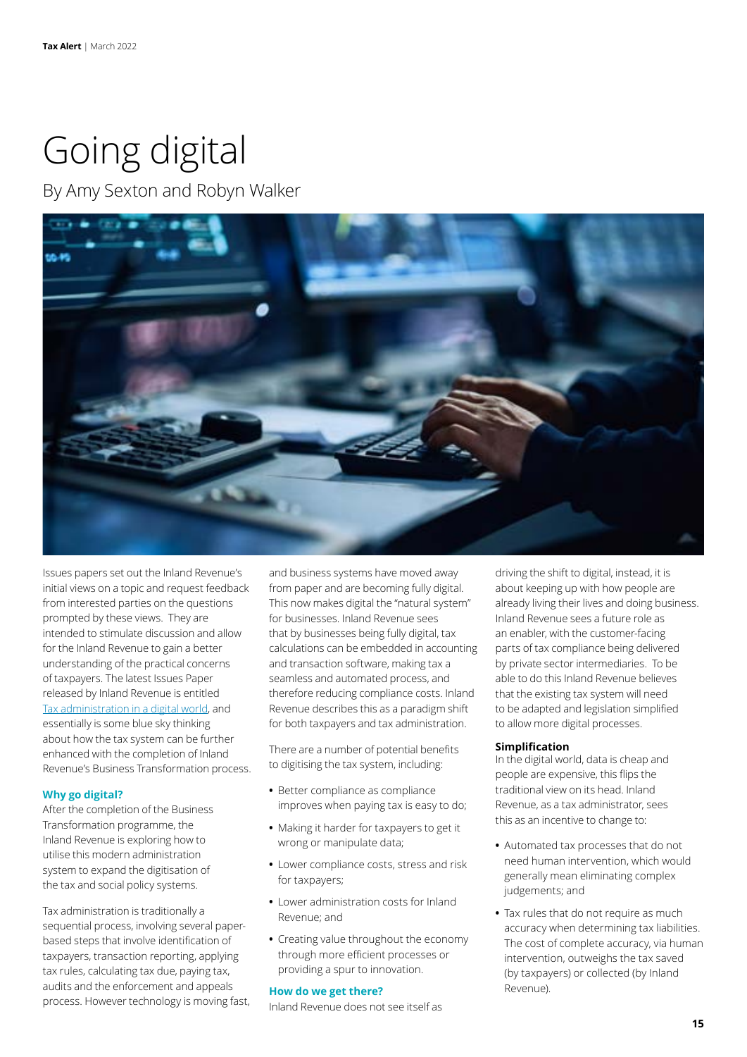# Going digital

By Amy Sexton and Robyn Walker

Issues papers set out the Inland Revenue's initial views on a topic and request feedback from interested parties on the questions prompted by these views. They are intended to stimulate discussion and allow for the Inland Revenue to gain a better understanding of the practical concerns of taxpayers. The latest Issues Paper released by Inland Revenue is entitled [Tax administration in a digital world](), and essentially is some blue sky thinking about how the tax system can be further enhanced with the completion of Inland Revenue's Business Transformation process.

## Why go digital?

After the completion of the Business Transformation programme, the Inland Revenue is exploring how to utilise this modern administration system to expand the digitisation of the tax and social policy systems.

Tax administration is traditionally a sequential process, involving several paper-based steps that involve identification of taxpayers, transaction reporting, applying tax rules, calculating tax due, paying tax, audits and the enforcement and appeals process. However technology is moving fast, and business systems have moved away from paper and are becoming fully digital. This now makes digital the "natural system" for businesses. Inland Revenue sees that by businesses being fully digital, tax calculations can be embedded in accounting and transaction software, making tax a seamless and automated process, and therefore reducing compliance costs. Inland Revenue describes this as a paradigm shift for both taxpayers and tax administration.

There are a number of potential benefits to digitising the tax system, including:

- Better compliance as compliance improves when paying tax is easy to do;
- Making it harder for taxpayers to get it wrong or manipulate data;
- Lower compliance costs, stress and risk for taxpayers;
- Lower administration costs for Inland Revenue; and
- Creating value throughout the economy through more efficient processes or providing a spur to innovation.

## How do we get there?

Inland Revenue does not see itself as driving the shift to digital, instead, it is about keeping up with how people are already living their lives and doing business. Inland Revenue sees a future role as an enabler, with the customer-facing parts of tax compliance being delivered by private sector intermediaries. To be able to do this Inland Revenue believes that the existing tax system will need to be adapted and legislation simplified to allow more digital processes.

### Simplification

In the digital world, data is cheap and people are expensive, this flips the traditional view on its head. Inland Revenue, as a tax administrator, sees this as an incentive to change to:

- Automated tax processes that do not need human intervention, which would generally mean eliminating complex judgements; and
- Tax rules that do not require as much accuracy when determining tax liabilities. The cost of complete accuracy, via human intervention, outweighs the tax saved (by taxpayers) or collected (by Inland Revenue).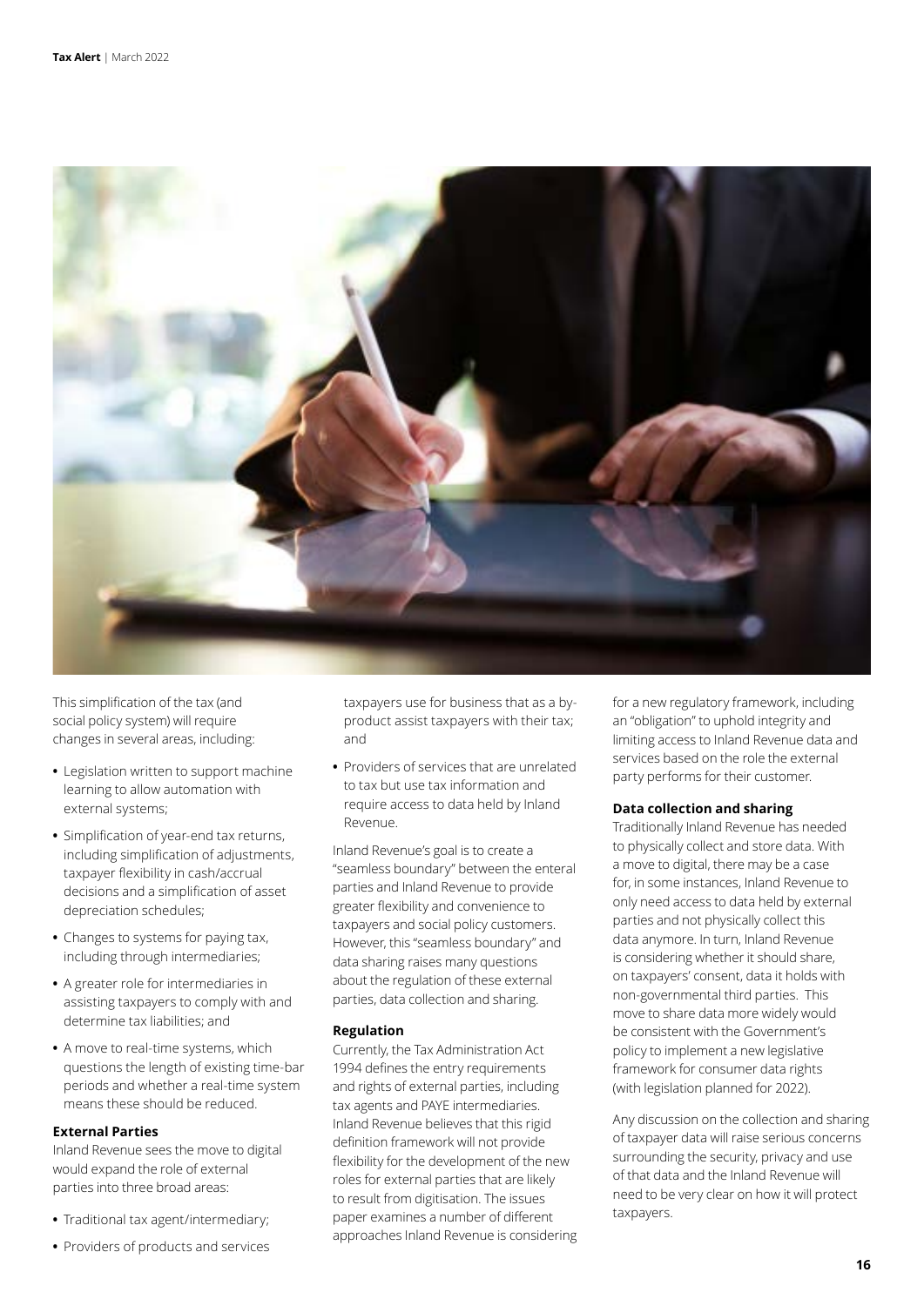This simplification of the tax (and social policy system) will require changes in several areas, including:

- Legislation written to support machine learning to allow automation with external systems;
- Simplification of year-end tax returns, including simplification of adjustments, taxpayer flexibility in cash/accrual decisions and a simplification of asset depreciation schedules;
- Changes to systems for paying tax, including through intermediaries;
- A greater role for intermediaries in assisting taxpayers to comply with and determine tax liabilities; and
- A move to real-time systems, which questions the length of existing time-bar periods and whether a real-time system means these should be reduced.

**External Parties**

Inland Revenue sees the move to digital would expand the role of external parties into three broad areas:

- Traditional tax agent/intermediary;
- Providers of products and services taxpayers use for business that as a by-product assist taxpayers with their tax; and
- Providers of services that are unrelated to tax but use tax information and require access to data held by Inland Revenue.

Inland Revenue's goal is to create a "seamless boundary" between the enteral parties and Inland Revenue to provide greater flexibility and convenience to taxpayers and social policy customers. However, this "seamless boundary" and data sharing raises many questions about the regulation of these external parties, data collection and sharing.

**Regulation**

Currently, the Tax Administration Act 1994 defines the entry requirements and rights of external parties, including tax agents and PAYE intermediaries. Inland Revenue believes that this rigid definition framework will not provide flexibility for the development of the new roles for external parties that are likely to result from digitisation. The issues paper examines a number of different approaches Inland Revenue is considering for a new regulatory framework, including an "obligation" to uphold integrity and limiting access to Inland Revenue data and services based on the role the external party performs for their customer.

**Data collection and sharing**

Traditionally Inland Revenue has needed to physically collect and store data. With a move to digital, there may be a case for, in some instances, Inland Revenue to only need access to data held by external parties and not physically collect this data anymore. In turn, Inland Revenue is considering whether it should share, on taxpayers' consent, data it holds with non-governmental third parties. This move to share data more widely would be consistent with the Government's policy to implement a new legislative framework for consumer data rights (with legislation planned for 2022).

Any discussion on the collection and sharing of taxpayer data will raise serious concerns surrounding the security, privacy and use of that data and the Inland Revenue will need to be very clear on how it will protect taxpayers.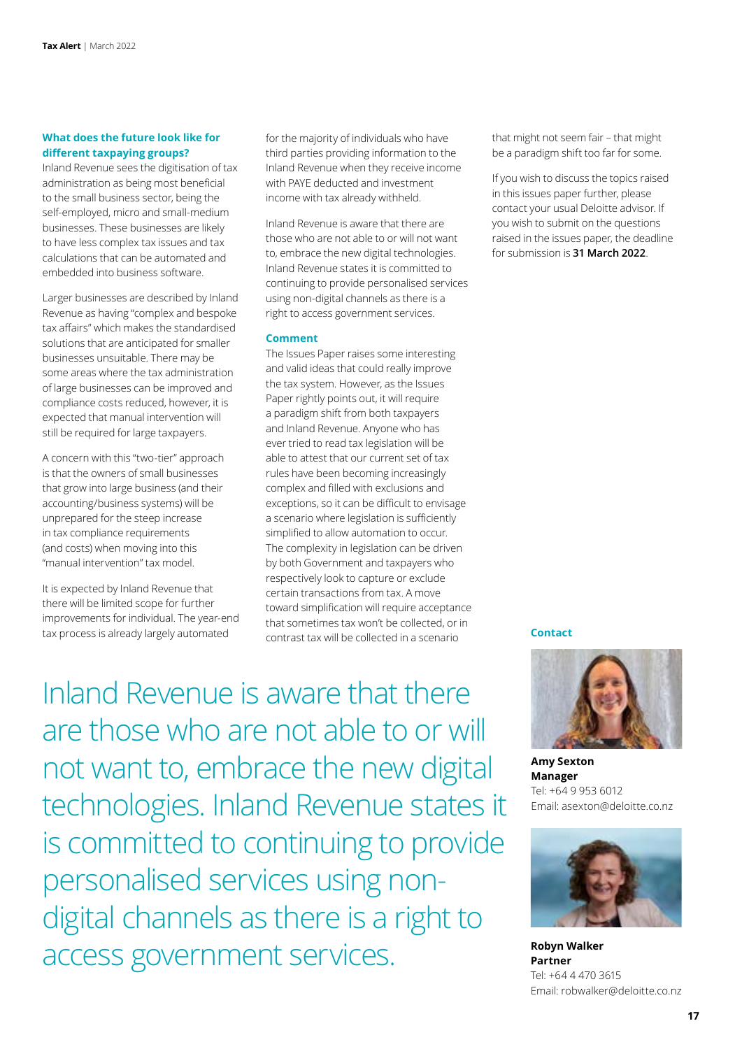### What does the future look like for different taxpaying groups?

Inland Revenue sees the digitisation of tax administration as being most beneficial to the small business sector, being the self-employed, micro and small-medium businesses. These businesses are likely to have less complex tax issues and tax calculations that can be automated and embedded into business software.

Larger businesses are described by Inland Revenue as having "complex and bespoke tax affairs" which makes the standardised solutions that are anticipated for smaller businesses unsuitable. There may be some areas where the tax administration of large businesses can be improved and compliance costs reduced, however, it is expected that manual intervention will still be required for large taxpayers.

A concern with this "two-tier" approach is that the owners of small businesses that grow into large business (and their accounting/business systems) will be unprepared for the steep increase in tax compliance requirements (and costs) when moving into this "manual intervention" tax model.

It is expected by Inland Revenue that there will be limited scope for further improvements for individual. The year-end tax process is already largely automated for the majority of individuals who have third parties providing information to the Inland Revenue when they receive income with PAYE deducted and investment income with tax already withheld.

Inland Revenue is aware that there are those who are not able to or will not want to, embrace the new digital technologies. Inland Revenue states it is committed to continuing to provide personalised services using non-digital channels as there is a right to access government services.

### Comment

The Issues Paper raises some interesting and valid ideas that could really improve the tax system. However, as the Issues Paper rightly points out, it will require a paradigm shift from both taxpayers and Inland Revenue. Anyone who has ever tried to read tax legislation will be able to attest that our current set of tax rules have been becoming increasingly complex and filled with exclusions and exceptions, so it can be difficult to envisage a scenario where legislation is sufficiently simplified to allow automation to occur. The complexity in legislation can be driven by both Government and taxpayers who respectively look to capture or exclude certain transactions from tax. A move toward simplification will require acceptance that sometimes tax won't be collected, or in contrast tax will be collected in a scenario that might not seem fair – that might be a paradigm shift too far for some.

If you wish to discuss the topics raised in this issues paper further, please contact your usual Deloitte advisor. If you wish to submit on the questions raised in the issues paper, the deadline for submission is **31 March 2022**.

> Inland Revenue is aware that there are those who are not able to or will not want to, embrace the new digital technologies. Inland Revenue states it is committed to continuing to provide personalised services using non-digital channels as there is a right to access government services.

### Contact

**Amy Sexton**
**Manager**
Tel: +64 9 953 6012
Email: asexton@deloitte.co.nz

**Robyn Walker**
**Partner**
Tel: +64 4 470 3615
Email: robwalker@deloitte.co.nz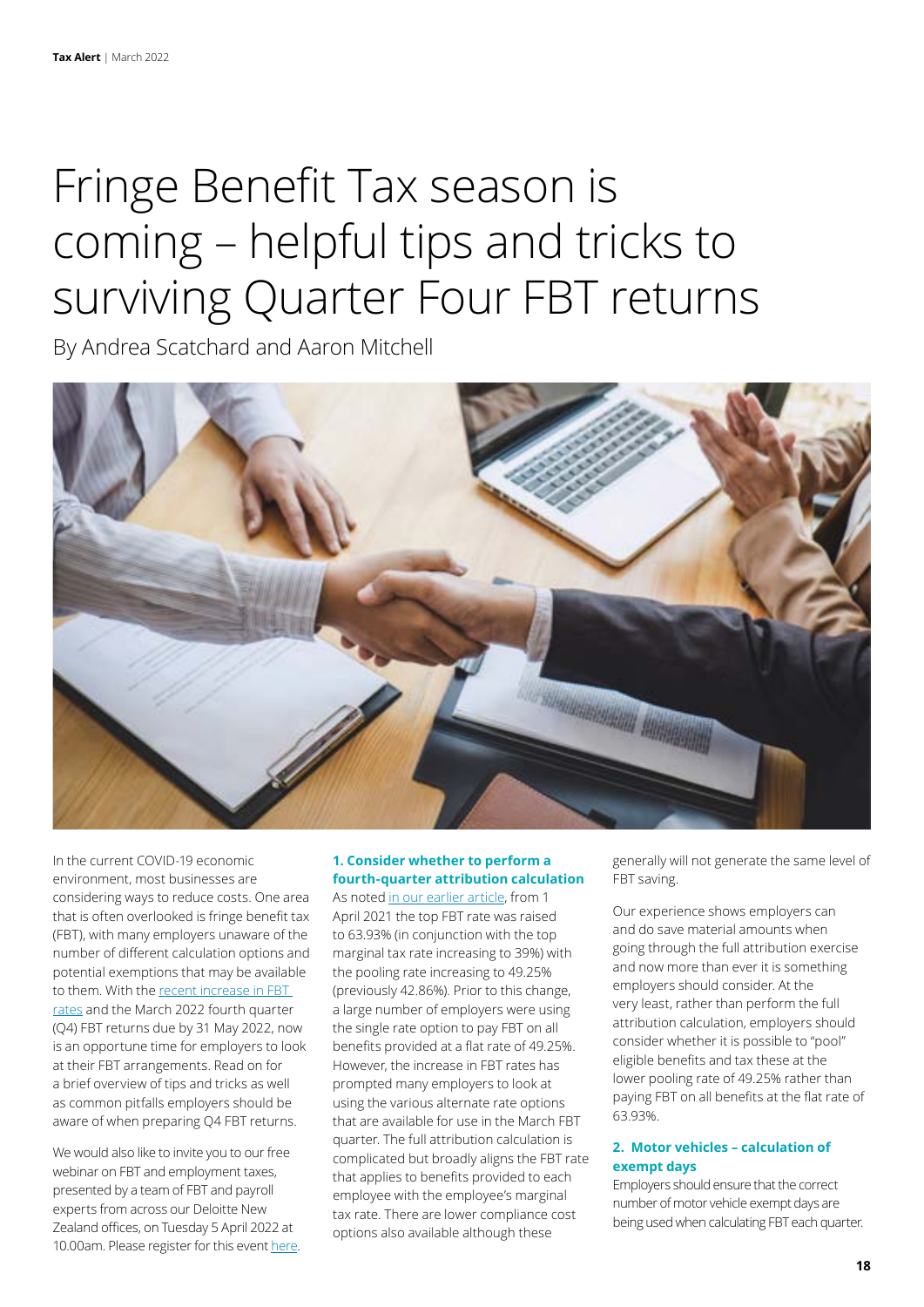# Fringe Benefit Tax season is coming – helpful tips and tricks to surviving Quarter Four FBT returns

By Andrea Scatchard and Aaron Mitchell

In the current COVID-19 economic environment, most businesses are considering ways to reduce costs. One area that is often overlooked is fringe benefit tax (FBT), with many employers unaware of the number of different calculation options and potential exemptions that may be available to them. With the recent increase in FBT rates and the March 2022 fourth quarter (Q4) FBT returns due by 31 May 2022, now is an opportune time for employers to look at their FBT arrangements. Read on for a brief overview of tips and tricks as well as common pitfalls employers should be aware of when preparing Q4 FBT returns.

We would also like to invite you to our free webinar on FBT and employment taxes, presented by a team of FBT and payroll experts from across our Deloitte New Zealand offices, on Tuesday 5 April 2022 at 10.00am. Please register for this event here.

### 1. Consider whether to perform a fourth-quarter attribution calculation

As noted in our earlier article, from 1 April 2021 the top FBT rate was raised to 63.93% (in conjunction with the top marginal tax rate increasing to 39%) with the pooling rate increasing to 49.25% (previously 42.86%). Prior to this change, a large number of employers were using the single rate option to pay FBT on all benefits provided at a flat rate of 49.25%. However, the increase in FBT rates has prompted many employers to look at using the various alternate rate options that are available for use in the March FBT quarter. The full attribution calculation is complicated but broadly aligns the FBT rate that applies to benefits provided to each employee with the employee's marginal tax rate. There are lower compliance cost options also available although these generally will not generate the same level of FBT saving.

Our experience shows employers can and do save material amounts when going through the full attribution exercise and now more than ever it is something employers should consider. At the very least, rather than perform the full attribution calculation, employers should consider whether it is possible to "pool" eligible benefits and tax these at the lower pooling rate of 49.25% rather than paying FBT on all benefits at the flat rate of 63.93%.

### 2. Motor vehicles – calculation of exempt days

Employers should ensure that the correct number of motor vehicle exempt days are being used when calculating FBT each quarter.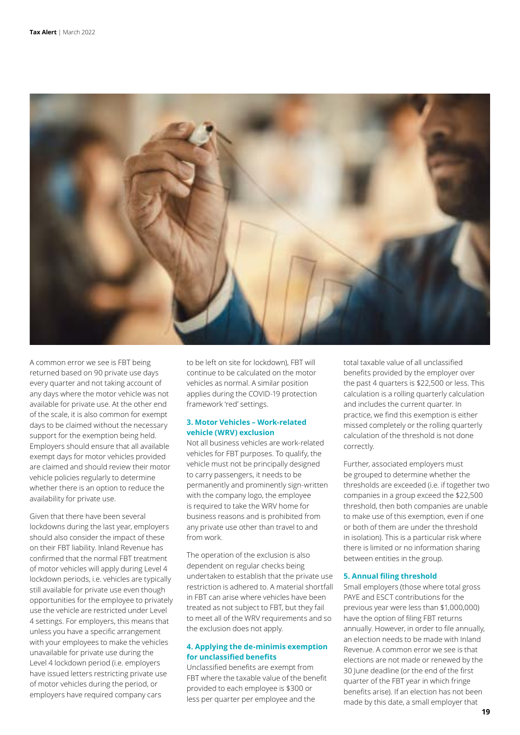A common error we see is FBT being returned based on 90 private use days every quarter and not taking account of any days where the motor vehicle was not available for private use. At the other end of the scale, it is also common for exempt days to be claimed without the necessary support for the exemption being held. Employers should ensure that all available exempt days for motor vehicles provided are claimed and should review their motor vehicle policies regularly to determine whether there is an option to reduce the availability for private use.

Given that there have been several lockdowns during the last year, employers should also consider the impact of these on their FBT liability. Inland Revenue has confirmed that the normal FBT treatment of motor vehicles will apply during Level 4 lockdown periods, i.e. vehicles are typically still available for private use even though opportunities for the employee to privately use the vehicle are restricted under Level 4 settings. For employers, this means that unless you have a specific arrangement with your employees to make the vehicles unavailable for private use during the Level 4 lockdown period (i.e. employers have issued letters restricting private use of motor vehicles during the period, or employers have required company cars to be left on site for lockdown), FBT will continue to be calculated on the motor vehicles as normal. A similar position applies during the COVID-19 protection framework 'red' settings.

### 3. Motor Vehicles – Work-related vehicle (WRV) exclusion

Not all business vehicles are work-related vehicles for FBT purposes. To qualify, the vehicle must not be principally designed to carry passengers, it needs to be permanently and prominently sign-written with the company logo, the employee is required to take the WRV home for business reasons and is prohibited from any private use other than travel to and from work.

The operation of the exclusion is also dependent on regular checks being undertaken to establish that the private use restriction is adhered to. A material shortfall in FBT can arise where vehicles have been treated as not subject to FBT, but they fail to meet all of the WRV requirements and so the exclusion does not apply.

### 4. Applying the de-minimis exemption for unclassified benefits

Unclassified benefits are exempt from FBT where the taxable value of the benefit provided to each employee is $300 or less per quarter per employee and the total taxable value of all unclassified benefits provided by the employer over the past 4 quarters is $22,500 or less. This calculation is a rolling quarterly calculation and includes the current quarter. In practice, we find this exemption is either missed completely or the rolling quarterly calculation of the threshold is not done correctly.

Further, associated employers must be grouped to determine whether the thresholds are exceeded (i.e. if together two companies in a group exceed the $22,500 threshold, then both companies are unable to make use of this exemption, even if one or both of them are under the threshold in isolation). This is a particular risk where there is limited or no information sharing between entities in the group.

### 5. Annual filing threshold

Small employers (those where total gross PAYE and ESCT contributions for the previous year were less than $1,000,000) have the option of filing FBT returns annually. However, in order to file annually, an election needs to be made with Inland Revenue. A common error we see is that elections are not made or renewed by the 30 June deadline (or the end of the first quarter of the FBT year in which fringe benefits arise). If an election has not been made by this date, a small employer that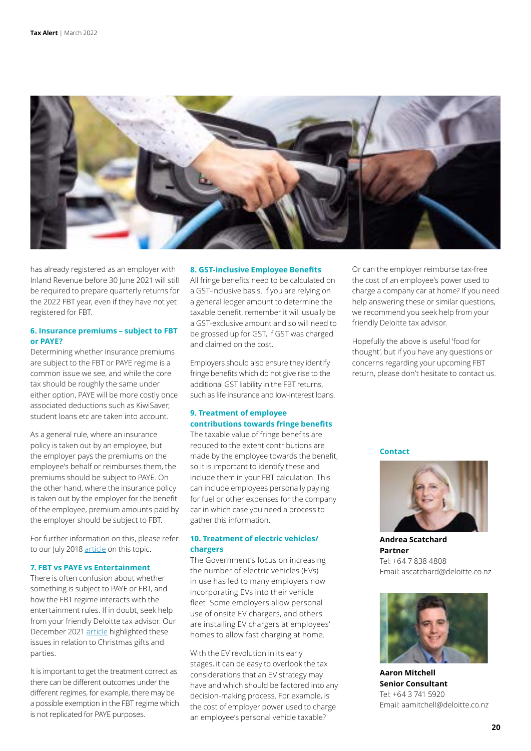has already registered as an employer with Inland Revenue before 30 June 2021 will still be required to prepare quarterly returns for the 2022 FBT year, even if they have not yet registered for FBT.

### 6. Insurance premiums – subject to FBT or PAYE?

Determining whether insurance premiums are subject to the FBT or PAYE regime is a common issue we see, and while the core tax should be roughly the same under either option, PAYE will be more costly once associated deductions such as KiwiSaver, student loans etc are taken into account.

As a general rule, where an insurance policy is taken out by an employee, but the employer pays the premiums on the employee's behalf or reimburses them, the premiums should be subject to PAYE. On the other hand, where the insurance policy is taken out by the employer for the benefit of the employee, premium amounts paid by the employer should be subject to FBT.

For further information on this, please refer to our July 2018 article on this topic.

### 7. FBT vs PAYE vs Entertainment

There is often confusion about whether something is subject to PAYE or FBT, and how the FBT regime interacts with the entertainment rules. If in doubt, seek help from your friendly Deloitte tax advisor. Our December 2021 article highlighted these issues in relation to Christmas gifts and parties.

It is important to get the treatment correct as there can be different outcomes under the different regimes, for example, there may be a possible exemption in the FBT regime which is not replicated for PAYE purposes.

### 8. GST-inclusive Employee Benefits

All fringe benefits need to be calculated on a GST-inclusive basis. If you are relying on a general ledger amount to determine the taxable benefit, remember it will usually be a GST-exclusive amount and so will need to be grossed up for GST, if GST was charged and claimed on the cost.

Employers should also ensure they identify fringe benefits which do not give rise to the additional GST liability in the FBT returns, such as life insurance and low-interest loans.

### 9. Treatment of employee contributions towards fringe benefits

The taxable value of fringe benefits are reduced to the extent contributions are made by the employee towards the benefit, so it is important to identify these and include them in your FBT calculation. This can include employees personally paying for fuel or other expenses for the company car in which case you need a process to gather this information.

### 10. Treatment of electric vehicles/chargers

The Government's focus on increasing the number of electric vehicles (EVs) in use has led to many employers now incorporating EVs into their vehicle fleet. Some employers allow personal use of onsite EV chargers, and others are installing EV chargers at employees' homes to allow fast charging at home.

With the EV revolution in its early stages, it can be easy to overlook the tax considerations that an EV strategy may have and which should be factored into any decision-making process. For example, is the cost of employer power used to charge an employee's personal vehicle taxable? Or can the employer reimburse tax-free the cost of an employee's power used to charge a company car at home? If you need help answering these or similar questions, we recommend you seek help from your friendly Deloitte tax advisor.

Hopefully the above is useful 'food for thought', but if you have any questions or concerns regarding your upcoming FBT return, please don't hesitate to contact us.

#### Contact

**Andrea Scatchard**
**Partner**
Tel: +64 7 838 4808
Email: ascatchard@deloitte.co.nz

**Aaron Mitchell**
**Senior Consultant**
Tel: +64 3 741 5920
Email: aamitchell@deloitte.co.nz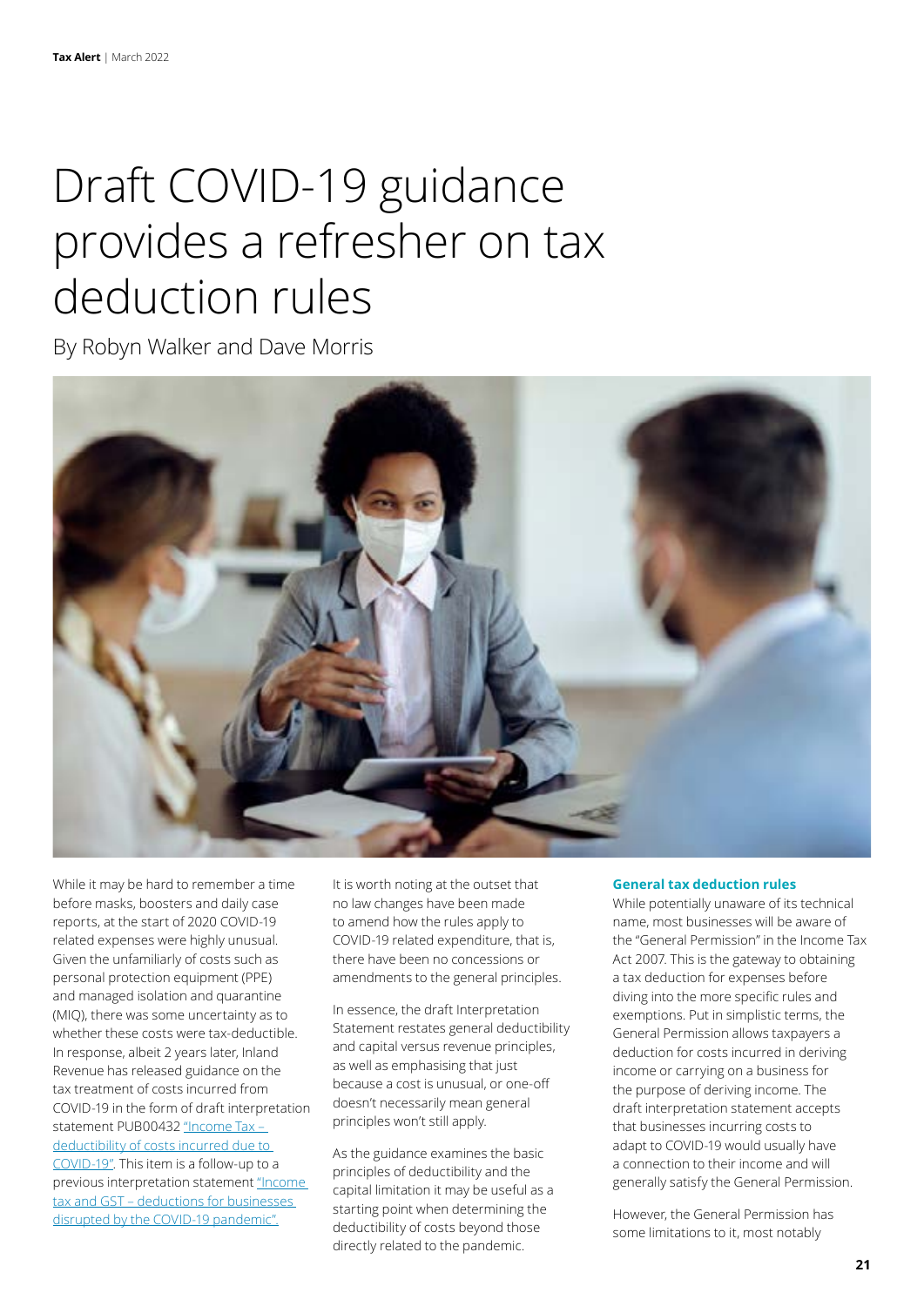# Draft COVID-19 guidance provides a refresher on tax deduction rules

By Robyn Walker and Dave Morris

While it may be hard to remember a time before masks, boosters and daily case reports, at the start of 2020 COVID-19 related expenses were highly unusual. Given the unfamiliarity of costs such as personal protection equipment (PPE) and managed isolation and quarantine (MIQ), there was some uncertainty as to whether these costs were tax-deductible. In response, albeit 2 years later, Inland Revenue has released guidance on the tax treatment of costs incurred from COVID-19 in the form of draft interpretation statement PUB00432 "Income Tax – deductibility of costs incurred due to COVID-19". This item is a follow-up to a previous interpretation statement "Income tax and GST – deductions for businesses disrupted by the COVID-19 pandemic".

It is worth noting at the outset that no law changes have been made to amend how the rules apply to COVID-19 related expenditure, that is, there have been no concessions or amendments to the general principles.

In essence, the draft Interpretation Statement restates general deductibility and capital versus revenue principles, as well as emphasising that just because a cost is unusual, or one-off doesn't necessarily mean general principles won't still apply.

As the guidance examines the basic principles of deductibility and the capital limitation it may be useful as a starting point when determining the deductibility of costs beyond those directly related to the pandemic.

## General tax deduction rules

While potentially unaware of its technical name, most businesses will be aware of the "General Permission" in the Income Tax Act 2007. This is the gateway to obtaining a tax deduction for expenses before diving into the more specific rules and exemptions. Put in simplistic terms, the General Permission allows taxpayers a deduction for costs incurred in deriving income or carrying on a business for the purpose of deriving income. The draft interpretation statement accepts that businesses incurring costs to adapt to COVID-19 would usually have a connection to their income and will generally satisfy the General Permission.

However, the General Permission has some limitations to it, most notably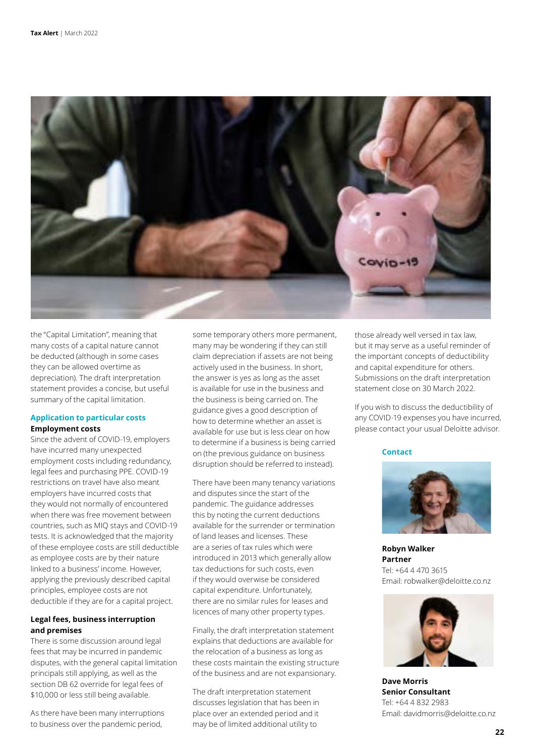the "Capital Limitation", meaning that many costs of a capital nature cannot be deducted (although in some cases they can be allowed overtime as depreciation). The draft interpretation statement provides a concise, but useful summary of the capital limitation.

## Application to particular costs

### Employment costs

Since the advent of COVID-19, employers have incurred many unexpected employment costs including redundancy, legal fees and purchasing PPE. COVID-19 restrictions on travel have also meant employers have incurred costs that they would not normally of encountered when there was free movement between countries, such as MIQ stays and COVID-19 tests. It is acknowledged that the majority of these employee costs are still deductible as employee costs are by their nature linked to a business' income. However, applying the previously described capital principles, employee costs are not deductible if they are for a capital project.

### Legal fees, business interruption and premises

There is some discussion around legal fees that may be incurred in pandemic disputes, with the general capital limitation principals still applying, as well as the section DB 62 override for legal fees of $10,000 or less still being available.

As there have been many interruptions to business over the pandemic period, some temporary others more permanent, many may be wondering if they can still claim depreciation if assets are not being actively used in the business. In short, the answer is yes as long as the asset is available for use in the business and the business is being carried on. The guidance gives a good description of how to determine whether an asset is available for use but is less clear on how to determine if a business is being carried on (the previous guidance on business disruption should be referred to instead).

There have been many tenancy variations and disputes since the start of the pandemic. The guidance addresses this by noting the current deductions available for the surrender or termination of land leases and licenses. These are a series of tax rules which were introduced in 2013 which generally allow tax deductions for such costs, even if they would overwise be considered capital expenditure. Unfortunately, there are no similar rules for leases and licences of many other property types.

Finally, the draft interpretation statement explains that deductions are available for the relocation of a business as long as these costs maintain the existing structure of the business and are not expansionary.

The draft interpretation statement discusses legislation that has been in place over an extended period and it may be of limited additional utility to those already well versed in tax law, but it may serve as a useful reminder of the important concepts of deductibility and capital expenditure for others. Submissions on the draft interpretation statement close on 30 March 2022.

If you wish to discuss the deductibility of any COVID-19 expenses you have incurred, please contact your usual Deloitte advisor.

### Contact

**Robyn Walker**
**Partner**
Tel: +64 4 470 3615
Email: robwalker@deloitte.co.nz

**Dave Morris**
**Senior Consultant**
Tel: +64 4 832 2983
Email: davidmorris@deloitte.co.nz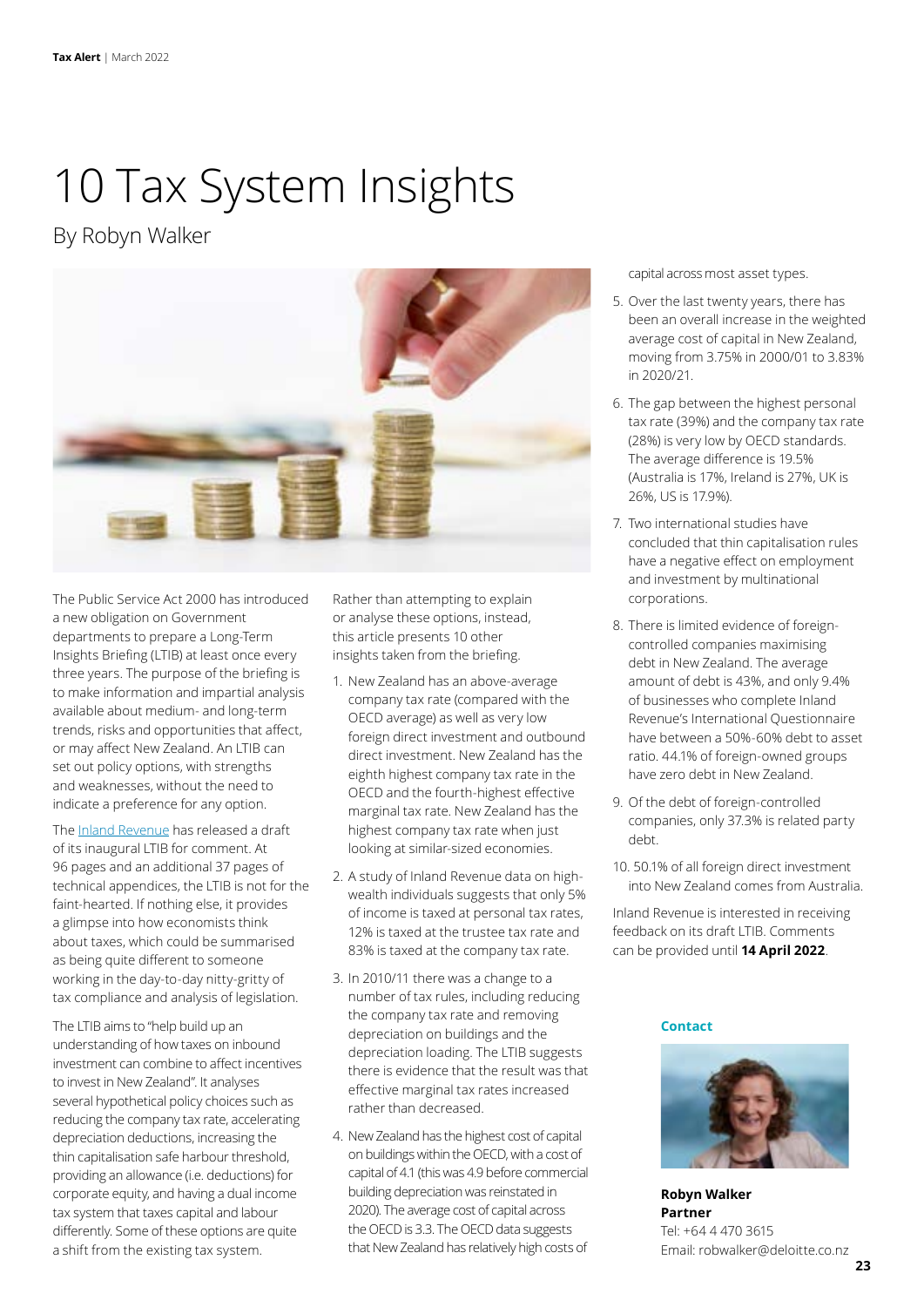# 10 Tax System Insights

By Robyn Walker

The Public Service Act 2000 has introduced a new obligation on Government departments to prepare a Long-Term Insights Briefing (LTIB) at least once every three years. The purpose of the briefing is to make information and impartial analysis available about medium- and long-term trends, risks and opportunities that affect, or may affect New Zealand. An LTIB can set out policy options, with strengths and weaknesses, without the need to indicate a preference for any option.

The Inland Revenue has released a draft of its inaugural LTIB for comment. At 96 pages and an additional 37 pages of technical appendices, the LTIB is not for the faint-hearted. If nothing else, it provides a glimpse into how economists think about taxes, which could be summarised as being quite different to someone working in the day-to-day nitty-gritty of tax compliance and analysis of legislation.

The LTIB aims to "help build up an understanding of how taxes on inbound investment can combine to affect incentives to invest in New Zealand". It analyses several hypothetical policy choices such as reducing the company tax rate, accelerating depreciation deductions, increasing the thin capitalisation safe harbour threshold, providing an allowance (i.e. deductions) for corporate equity, and having a dual income tax system that taxes capital and labour differently. Some of these options are quite a shift from the existing tax system.

Rather than attempting to explain or analyse these options, instead, this article presents 10 other insights taken from the briefing.

1. New Zealand has an above-average company tax rate (compared with the OECD average) as well as very low foreign direct investment and outbound direct investment. New Zealand has the eighth highest company tax rate in the OECD and the fourth-highest effective marginal tax rate. New Zealand has the highest company tax rate when just looking at similar-sized economies.
2. A study of Inland Revenue data on high-wealth individuals suggests that only 5% of income is taxed at personal tax rates, 12% is taxed at the trustee tax rate and 83% is taxed at the company tax rate.
3. In 2010/11 there was a change to a number of tax rules, including reducing the company tax rate and removing depreciation on buildings and the depreciation loading. The LTIB suggests there is evidence that the result was that effective marginal tax rates increased rather than decreased.
4. New Zealand has the highest cost of capital on buildings within the OECD, with a cost of capital of 4.1 (this was 4.9 before commercial building depreciation was reinstated in 2020). The average cost of capital across the OECD is 3.3. The OECD data suggests that New Zealand has relatively high costs of capital across most asset types.
5. Over the last twenty years, there has been an overall increase in the weighted average cost of capital in New Zealand, moving from 3.75% in 2000/01 to 3.83% in 2020/21.
6. The gap between the highest personal tax rate (39%) and the company tax rate (28%) is very low by OECD standards. The average difference is 19.5% (Australia is 17%, Ireland is 27%, UK is 26%, US is 17.9%).
7. Two international studies have concluded that thin capitalisation rules have a negative effect on employment and investment by multinational corporations.
8. There is limited evidence of foreign-controlled companies maximising debt in New Zealand. The average amount of debt is 43%, and only 9.4% of businesses who complete Inland Revenue's International Questionnaire have between a 50%-60% debt to asset ratio. 44.1% of foreign-owned groups have zero debt in New Zealand.
9. Of the debt of foreign-controlled companies, only 37.3% is related party debt.
10. 50.1% of all foreign direct investment into New Zealand comes from Australia.

Inland Revenue is interested in receiving feedback on its draft LTIB. Comments can be provided until **14 April 2022**.

**Contact**

**Robyn Walker**
**Partner**
Tel: +64 4 470 3615
Email: robwalker@deloitte.co.nz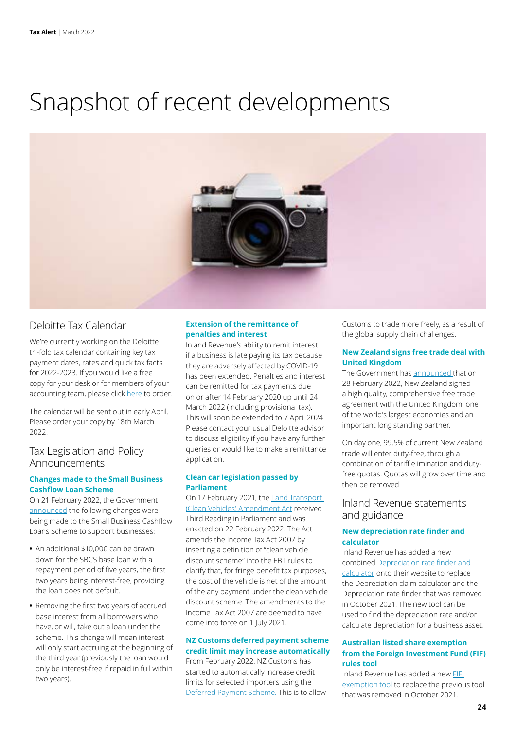# Snapshot of recent developments

## Deloitte Tax Calendar

We're currently working on the Deloitte tri-fold tax calendar containing key tax payment dates, rates and quick tax facts for 2022-2023. If you would like a free copy for your desk or for members of your accounting team, please click here to order.

The calendar will be sent out in early April. Please order your copy by 18th March 2022.

## Tax Legislation and Policy Announcements

### Changes made to the Small Business Cashflow Loan Scheme

On 21 February 2022, the Government announced the following changes were being made to the Small Business Cashflow Loans Scheme to support businesses:

- An additional $10,000 can be drawn down for the SBCS base loan with a repayment period of five years, the first two years being interest-free, providing the loan does not default.
- Removing the first two years of accrued base interest from all borrowers who have, or will, take out a loan under the scheme. This change will mean interest will only start accruing at the beginning of the third year (previously the loan would only be interest-free if repaid in full within two years).

### Extension of the remittance of penalties and interest

Inland Revenue's ability to remit interest if a business is late paying its tax because they are adversely affected by COVID-19 has been extended. Penalties and interest can be remitted for tax payments due on or after 14 February 2020 up until 24 March 2022 (including provisional tax). This will soon be extended to 7 April 2024. Please contact your usual Deloitte advisor to discuss eligibility if you have any further queries or would like to make a remittance application.

### Clean car legislation passed by Parliament

On 17 February 2021, the Land Transport (Clean Vehicles) Amendment Act received Third Reading in Parliament and was enacted on 22 February 2022. The Act amends the Income Tax Act 2007 by inserting a definition of "clean vehicle discount scheme" into the FBT rules to clarify that, for fringe benefit tax purposes, the cost of the vehicle is net of the amount of the any payment under the clean vehicle discount scheme. The amendments to the Income Tax Act 2007 are deemed to have come into force on 1 July 2021.

### NZ Customs deferred payment scheme credit limit may increase automatically

From February 2022, NZ Customs has started to automatically increase credit limits for selected importers using the Deferred Payment Scheme. This is to allow Customs to trade more freely, as a result of the global supply chain challenges.

### New Zealand signs free trade deal with United Kingdom

The Government has announced that on 28 February 2022, New Zealand signed a high quality, comprehensive free trade agreement with the United Kingdom, one of the world's largest economies and an important long standing partner.

On day one, 99.5% of current New Zealand trade will enter duty-free, through a combination of tariff elimination and duty-free quotas. Quotas will grow over time and then be removed.

## Inland Revenue statements and guidance

### New depreciation rate finder and calculator

Inland Revenue has added a new combined Depreciation rate finder and calculator onto their website to replace the Depreciation claim calculator and the Depreciation rate finder that was removed in October 2021. The new tool can be used to find the depreciation rate and/or calculate depreciation for a business asset.

### Australian listed share exemption from the Foreign Investment Fund (FIF) rules tool

Inland Revenue has added a new FIF exemption tool to replace the previous tool that was removed in October 2021.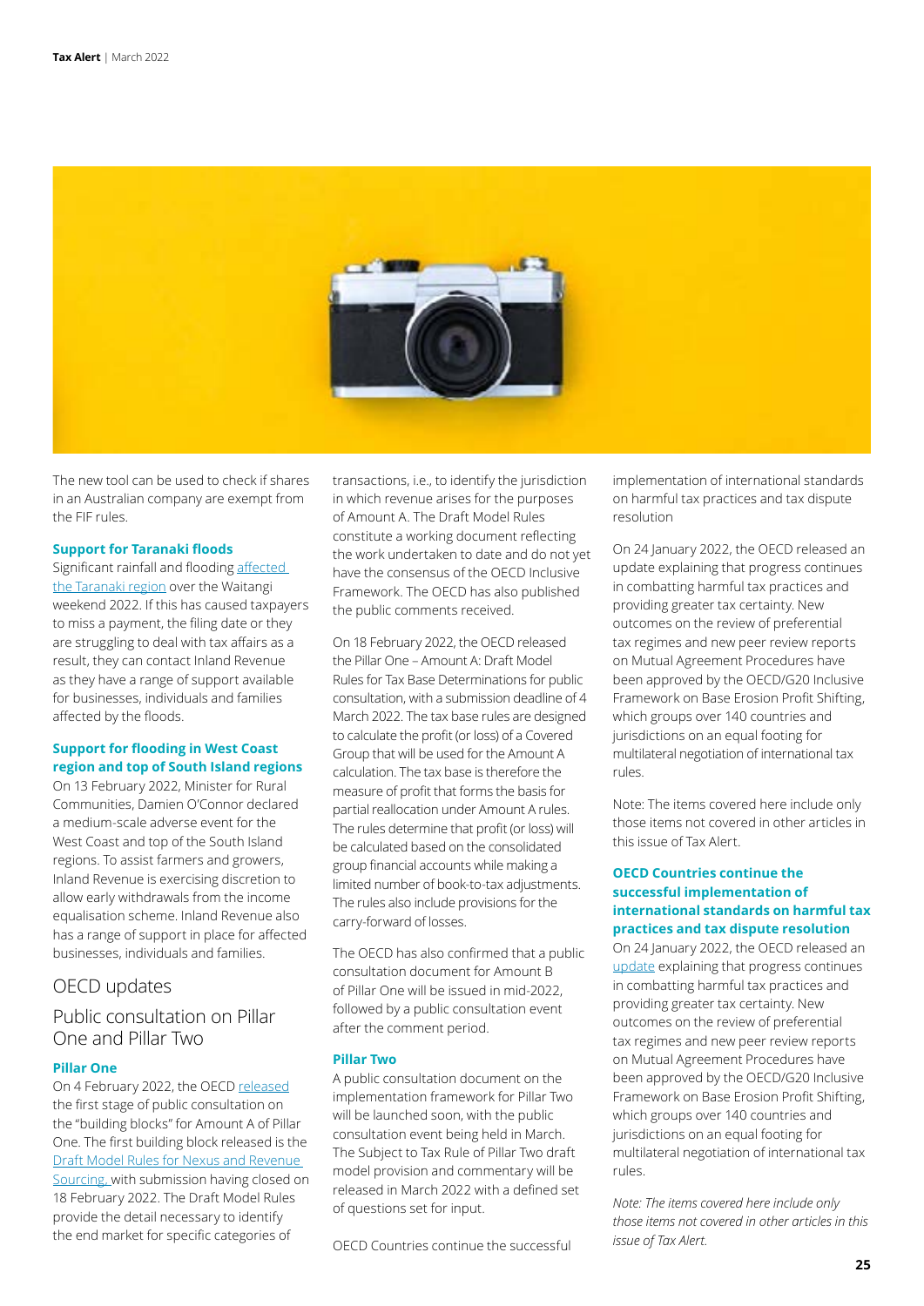The new tool can be used to check if shares in an Australian company are exempt from the FIF rules.

**Support for Taranaki floods**

Significant rainfall and flooding affected the Taranaki region over the Waitangi weekend 2022. If this has caused taxpayers to miss a payment, the filing date or they are struggling to deal with tax affairs as a result, they can contact Inland Revenue as they have a range of support available for businesses, individuals and families affected by the floods.

**Support for flooding in West Coast region and top of South Island regions**

On 13 February 2022, Minister for Rural Communities, Damien O'Connor declared a medium-scale adverse event for the West Coast and top of the South Island regions. To assist farmers and growers, Inland Revenue is exercising discretion to allow early withdrawals from the income equalisation scheme. Inland Revenue also has a range of support in place for affected businesses, individuals and families.

## OECD updates

## Public consultation on Pillar One and Pillar Two

**Pillar One**

On 4 February 2022, the OECD released the first stage of public consultation on the "building blocks" for Amount A of Pillar One. The first building block released is the Draft Model Rules for Nexus and Revenue Sourcing, with submission having closed on 18 February 2022. The Draft Model Rules provide the detail necessary to identify the end market for specific categories of transactions, i.e., to identify the jurisdiction in which revenue arises for the purposes of Amount A. The Draft Model Rules constitute a working document reflecting the work undertaken to date and do not yet have the consensus of the OECD Inclusive Framework. The OECD has also published the public comments received.

On 18 February 2022, the OECD released the Pillar One – Amount A: Draft Model Rules for Tax Base Determinations for public consultation, with a submission deadline of 4 March 2022. The tax base rules are designed to calculate the profit (or loss) of a Covered Group that will be used for the Amount A calculation. The tax base is therefore the measure of profit that forms the basis for partial reallocation under Amount A rules. The rules determine that profit (or loss) will be calculated based on the consolidated group financial accounts while making a limited number of book-to-tax adjustments. The rules also include provisions for the carry-forward of losses.

The OECD has also confirmed that a public consultation document for Amount B of Pillar One will be issued in mid-2022, followed by a public consultation event after the comment period.

**Pillar Two**

A public consultation document on the implementation framework for Pillar Two will be launched soon, with the public consultation event being held in March. The Subject to Tax Rule of Pillar Two draft model provision and commentary will be released in March 2022 with a defined set of questions set for input.

OECD Countries continue the successful implementation of international standards on harmful tax practices and tax dispute resolution

On 24 January 2022, the OECD released an update explaining that progress continues in combatting harmful tax practices and providing greater tax certainty. New outcomes on the review of preferential tax regimes and new peer review reports on Mutual Agreement Procedures have been approved by the OECD/G20 Inclusive Framework on Base Erosion Profit Shifting, which groups over 140 countries and jurisdictions on an equal footing for multilateral negotiation of international tax rules.

Note: The items covered here include only those items not covered in other articles in this issue of Tax Alert.

**OECD Countries continue the successful implementation of international standards on harmful tax practices and tax dispute resolution**

On 24 January 2022, the OECD released an update explaining that progress continues in combatting harmful tax practices and providing greater tax certainty. New outcomes on the review of preferential tax regimes and new peer review reports on Mutual Agreement Procedures have been approved by the OECD/G20 Inclusive Framework on Base Erosion Profit Shifting, which groups over 140 countries and jurisdictions on an equal footing for multilateral negotiation of international tax rules.

*Note: The items covered here include only those items not covered in other articles in this issue of Tax Alert.*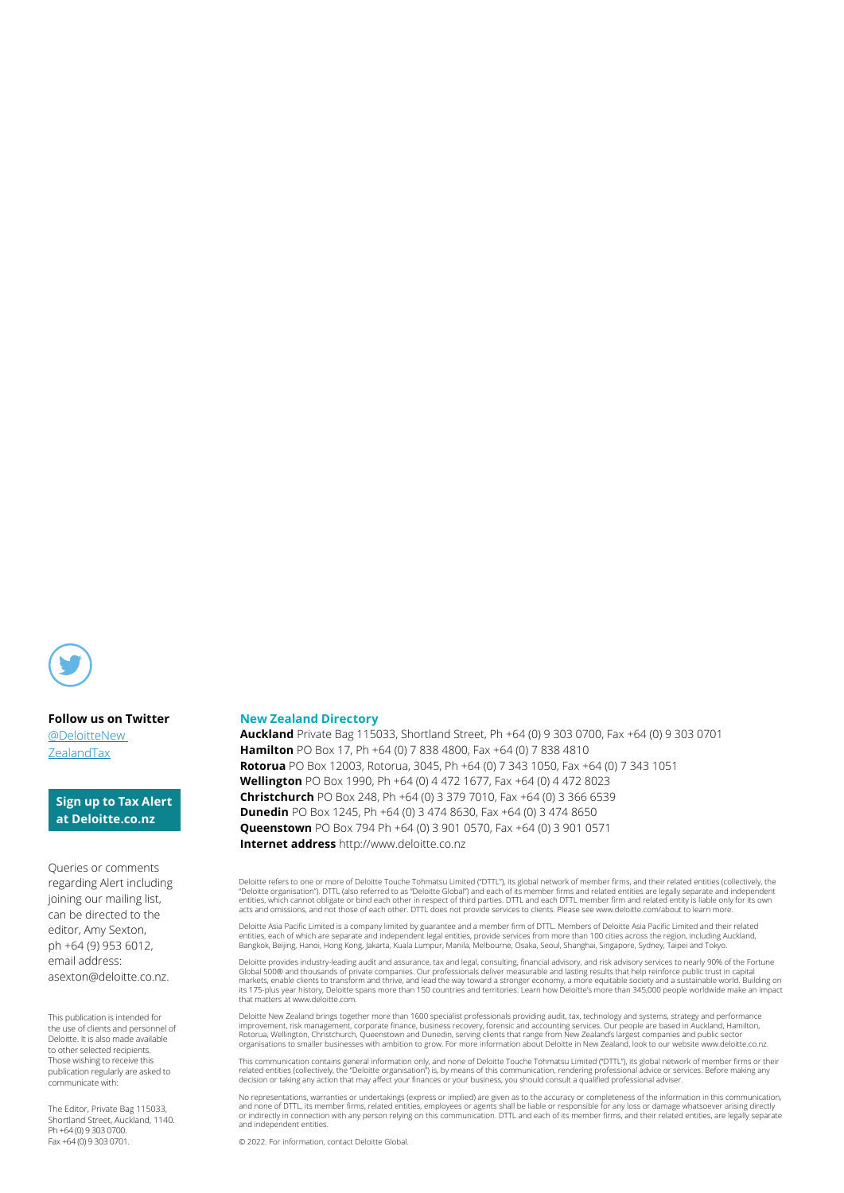**Follow us on Twitter**
@DeloitteNew ZealandTax

**Sign up to Tax Alert at Deloitte.co.nz**

Queries or comments regarding Alert including joining our mailing list, can be directed to the editor, Amy Sexton, ph +64 (9) 953 6012, email address: asexton@deloitte.co.nz.

This publication is intended for the use of clients and personnel of Deloitte. It is also made available to other selected recipients. Those wishing to receive this publication regularly are asked to communicate with:

The Editor, Private Bag 115033, Shortland Street, Auckland, 1140. Ph +64 (0) 9 303 0700. Fax +64 (0) 9 303 0701.

## New Zealand Directory

**Auckland** Private Bag 115033, Shortland Street, Ph +64 (0) 9 303 0700, Fax +64 (0) 9 303 0701
**Hamilton** PO Box 17, Ph +64 (0) 7 838 4800, Fax +64 (0) 7 838 4810
**Rotorua** PO Box 12003, Rotorua, 3045, Ph +64 (0) 7 343 1050, Fax +64 (0) 7 343 1051
**Wellington** PO Box 1990, Ph +64 (0) 4 472 1677, Fax +64 (0) 4 472 8023
**Christchurch** PO Box 248, Ph +64 (0) 3 379 7010, Fax +64 (0) 3 366 6539
**Dunedin** PO Box 1245, Ph +64 (0) 3 474 8630, Fax +64 (0) 3 474 8650
**Queenstown** PO Box 794 Ph +64 (0) 3 901 0570, Fax +64 (0) 3 901 0571
**Internet address** http://www.deloitte.co.nz

Deloitte refers to one or more of Deloitte Touche Tohmatsu Limited ("DTTL"), its global network of member firms, and their related entities (collectively, the "Deloitte organisation"). DTTL (also referred to as "Deloitte Global") and each of its member firms and related entities are legally separate and independent entities, which cannot obligate or bind each other in respect of third parties. DTTL and each DTTL member firm and related entity is liable only for its own acts and omissions, and not those of each other. DTTL does not provide services to clients. Please see www.deloitte.com/about to learn more.

Deloitte Asia Pacific Limited is a company limited by guarantee and a member firm of DTTL. Members of Deloitte Asia Pacific Limited and their related entities, each of which are separate and independent legal entities, provide services from more than 100 cities across the region, including Auckland, Bangkok, Beijing, Hanoi, Hong Kong, Jakarta, Kuala Lumpur, Manila, Melbourne, Osaka, Seoul, Shanghai, Singapore, Sydney, Taipei and Tokyo.

Deloitte provides industry-leading audit and assurance, tax and legal, consulting, financial advisory, and risk advisory services to nearly 90% of the Fortune Global 500® and thousands of private companies. Our professionals deliver measurable and lasting results that help reinforce public trust in capital markets, enable clients to transform and thrive, and lead the way toward a stronger economy, a more equitable society and a sustainable world. Building on its 175-plus year history, Deloitte spans more than 150 countries and territories. Learn how Deloitte's more than 345,000 people worldwide make an impact that matters at www.deloitte.com.

Deloitte New Zealand brings together more than 1600 specialist professionals providing audit, tax, technology and systems, strategy and performance improvement, risk management, corporate finance, business recovery, forensic and accounting services. Our people are based in Auckland, Hamilton, Rotorua, Wellington, Christchurch, Queenstown and Dunedin, serving clients that range from New Zealand's largest companies and public sector organisations to smaller businesses with ambition to grow. For more information about Deloitte in New Zealand, look to our website www.deloitte.co.nz.

This communication contains general information only, and none of Deloitte Touche Tohmatsu Limited ("DTTL"), its global network of member firms or their related entities (collectively, the "Deloitte organisation") is, by means of this communication, rendering professional advice or services. Before making any decision or taking any action that may affect your finances or your business, you should consult a qualified professional adviser.

No representations, warranties or undertakings (express or implied) are given as to the accuracy or completeness of the information in this communication, and none of DTTL, its member firms, related entities, employees or agents shall be liable or responsible for any loss or damage whatsoever arising directly or indirectly in connection with any person relying on this communication. DTTL and each of its member firms, and their related entities, are legally separate and independent entities.

© 2022. For information, contact Deloitte Global.